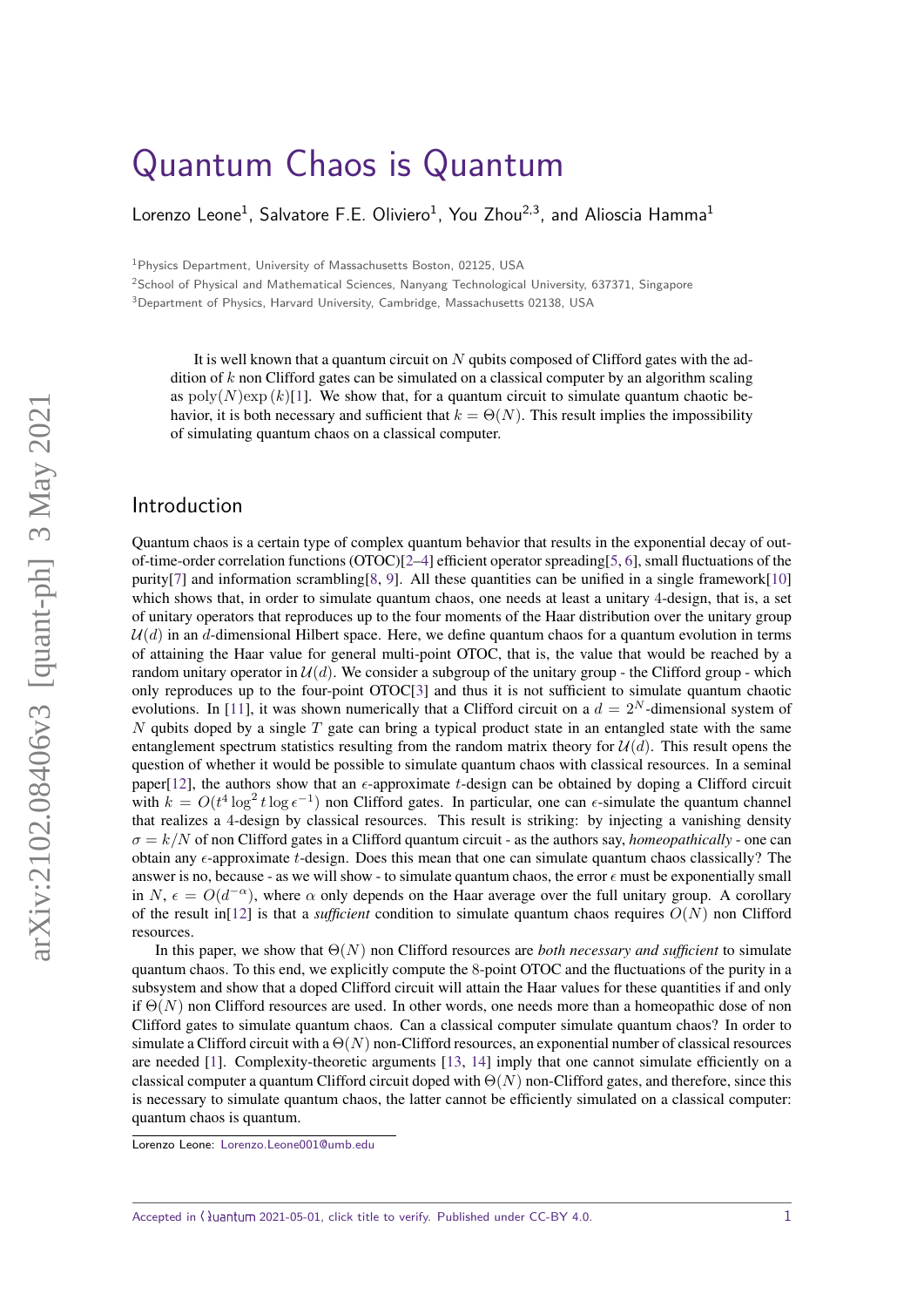# Quantum Chaos is Quantum

Lorenzo Leone[1], Salvatore F.E. Oliviero[1], You Zhou[2,3], and Alioscia Hamma[1]

[1]Physics Department, University of Massachusetts Boston, 02125, USA

[2]School of Physical and Mathematical Sciences, Nanyang Technological University, 637371, Singapore

[3]Department of Physics, Harvard University, Cambridge, Massachusetts 02138, USA

It is well known that a quantum circuit on $N$ qubits composed of Clifford gates with the addition of $k$ non Clifford gates can be simulated on a classical computer by an algorithm scaling as $\text{poly}(N)\exp(k)$[1]. We show that, for a quantum circuit to simulate quantum chaotic behavior, it is both necessary and sufficient that $k = \Theta(N)$. This result implies the impossibility of simulating quantum chaos on a classical computer.

## Introduction

Quantum chaos is a certain type of complex quantum behavior that results in the exponential decay of out-of-time-order correlation functions (OTOC)[2–4] efficient operator spreading[5, 6], small fluctuations of the purity[7] and information scrambling[8, 9]. All these quantities can be unified in a single framework[10] which shows that, in order to simulate quantum chaos, one needs at least a unitary 4-design, that is, a set of unitary operators that reproduces up to the four moments of the Haar distribution over the unitary group $\mathcal{U}(d)$ in an $d$-dimensional Hilbert space. Here, we define quantum chaos for a quantum evolution in terms of attaining the Haar value for general multi-point OTOC, that is, the value that would be reached by a random unitary operator in $\mathcal{U}(d)$. We consider a subgroup of the unitary group - the Clifford group - which only reproduces up to the four-point OTOC[3] and thus it is not sufficient to simulate quantum chaotic evolutions. In [11], it was shown numerically that a Clifford circuit on a $d = 2^N$-dimensional system of $N$ qubits doped by a single $T$ gate can bring a typical product state in an entangled state with the same entanglement spectrum statistics resulting from the random matrix theory for $\mathcal{U}(d)$. This result opens the question of whether it would be possible to simulate quantum chaos with classical resources. In a seminal paper[12], the authors show that an $\epsilon$-approximate $t$-design can be obtained by doping a Clifford circuit with $k = O(t^4 \log^2 t \log \epsilon^{-1})$ non Clifford gates. In particular, one can $\epsilon$-simulate the quantum channel that realizes a 4-design by classical resources. This result is striking: by injecting a vanishing density $\sigma = k/N$ of non Clifford gates in a Clifford quantum circuit - as the authors say, *homeopathically* - one can obtain any $\epsilon$-approximate $t$-design. Does this mean that one can simulate quantum chaos classically? The answer is no, because - as we will show - to simulate quantum chaos, the error $\epsilon$ must be exponentially small in $N$, $\epsilon = O(d^{-\alpha})$, where $\alpha$ only depends on the Haar average over the full unitary group. A corollary of the result in[12] is that a *sufficient* condition to simulate quantum chaos requires $O(N)$ non Clifford resources.

In this paper, we show that $\Theta(N)$ non Clifford resources are *both necessary and sufficient* to simulate quantum chaos. To this end, we explicitly compute the 8-point OTOC and the fluctuations of the purity in a subsystem and show that a doped Clifford circuit will attain the Haar values for these quantities if and only if $\Theta(N)$ non Clifford resources are used. In other words, one needs more than a homeopathic dose of non Clifford gates to simulate quantum chaos. Can a classical computer simulate quantum chaos? In order to simulate a Clifford circuit with a $\Theta(N)$ non-Clifford resources, an exponential number of classical resources are needed [1]. Complexity-theoretic arguments [13, 14] imply that one cannot simulate efficiently on a classical computer a quantum Clifford circuit doped with $\Theta(N)$ non-Clifford gates, and therefore, since this is necessary to simulate quantum chaos, the latter cannot be efficiently simulated on a classical computer: quantum chaos is quantum.

Lorenzo Leone: Lorenzo.Leone001@umb.edu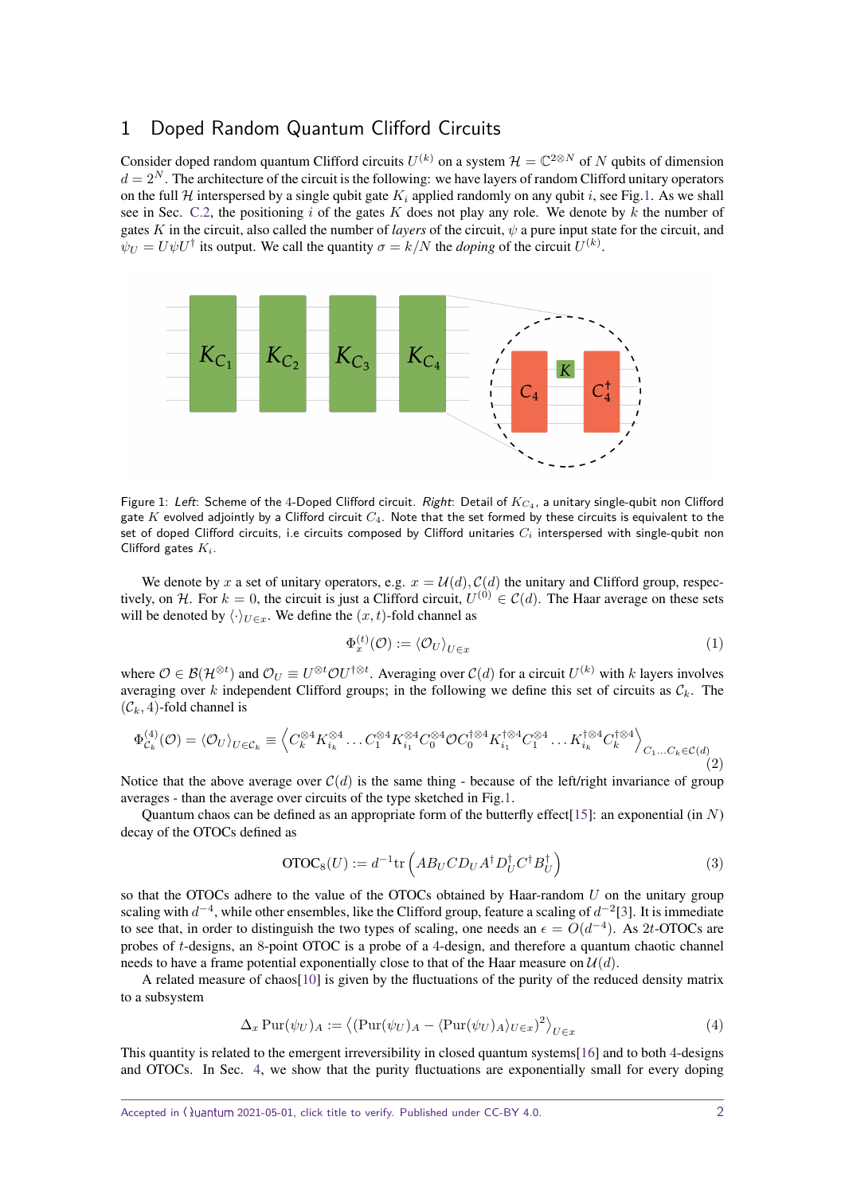# 1 Doped Random Quantum Clifford Circuits

Consider doped random quantum Clifford circuits $U^{(k)}$ on a system $\mathcal{H} = \mathbb{C}^{2\otimes N}$ of $N$ qubits of dimension $d = 2^N$. The architecture of the circuit is the following: we have layers of random Clifford unitary operators on the full $\mathcal{H}$ interspersed by a single qubit gate $K_i$ applied randomly on any qubit $i$, see Fig.1. As we shall see in Sec. C.2, the positioning $i$ of the gates $K$ does not play any role. We denote by $k$ the number of gates $K$ in the circuit, also called the number of *layers* of the circuit, $\psi$ a pure input state for the circuit, and $\psi_U = U\psi U^\dagger$ its output. We call the quantity $\sigma = k/N$ the *doping* of the circuit $U^{(k)}$.

Figure 1: *Left*: Scheme of the 4-Doped Clifford circuit. *Right*: Detail of $K_{C_4}$, a unitary single-qubit non Clifford gate $K$ evolved adjointly by a Clifford circuit $C_4$. Note that the set formed by these circuits is equivalent to the set of doped Clifford circuits, i.e circuits composed by Clifford unitaries $C_i$ interspersed with single-qubit non Clifford gates $K_i$.

We denote by $x$ a set of unitary operators, e.g. $x = \mathcal{U}(d), \mathcal{C}(d)$ the unitary and Clifford group, respectively, on $\mathcal{H}$. For $k = 0$, the circuit is just a Clifford circuit, $U^{(0)} \in \mathcal{C}(d)$. The Haar average on these sets will be denoted by $\langle \cdot \rangle_{U \in x}$. We define the $(x, t)$-fold channel as

$$\Phi_x^{(t)}(\mathcal{O}) := \langle \mathcal{O}_U \rangle_{U \in x} \tag{1}$$

where $\mathcal{O} \in \mathcal{B}(\mathcal{H}^{\otimes t})$ and $\mathcal{O}_U \equiv U^{\otimes t} \mathcal{O} U^{\dagger \otimes t}$. Averaging over $\mathcal{C}(d)$ for a circuit $U^{(k)}$ with $k$ layers involves averaging over $k$ independent Clifford groups; in the following we define this set of circuits as $\mathcal{C}_k$. The $(\mathcal{C}_k, 4)$-fold channel is

$$\Phi_{\mathcal{C}_k}^{(4)}(\mathcal{O}) = \langle \mathcal{O}_U \rangle_{U \in \mathcal{C}_k} \equiv \left\langle C_k^{\otimes 4} K_{i_k}^{\otimes 4} \dots C_1^{\otimes 4} K_{i_1}^{\otimes 4} C_0^{\otimes 4} \mathcal{O} C_0^{\dagger \otimes 4} K_{i_1}^{\dagger \otimes 4} C_1^{\otimes 4} \dots K_{i_k}^{\dagger \otimes 4} C_k^{\dagger \otimes 4} \right\rangle_{C_1 \dots C_k \in \mathcal{C}(d)} \tag{2}$$

Notice that the above average over $\mathcal{C}(d)$ is the same thing - because of the left/right invariance of group averages - than the average over circuits of the type sketched in Fig.1.

Quantum chaos can be defined as an appropriate form of the butterfly effect[15]: an exponential (in $N$) decay of the OTOCs defined as

$$\text{OTOC}_8(U) := d^{-1} \text{tr} \left( A B_U C D_U A^\dagger D_U^\dagger C^\dagger B_U^\dagger \right) \tag{3}$$

so that the OTOCs adhere to the value of the OTOCs obtained by Haar-random $U$ on the unitary group scaling with $d^{-4}$, while other ensembles, like the Clifford group, feature a scaling of $d^{-2}$[3]. It is immediate to see that, in order to distinguish the two types of scaling, one needs an $\epsilon = O(d^{-4})$. As $2t$-OTOCs are probes of $t$-designs, an 8-point OTOC is a probe of a 4-design, and therefore a quantum chaotic channel needs to have a frame potential exponentially close to that of the Haar measure on $\mathcal{U}(d)$.

A related measure of chaos[10] is given by the fluctuations of the purity of the reduced density matrix to a subsystem

$$\Delta_x \, \text{Pur}(\psi_U)_A := \left\langle (\text{Pur}(\psi_U)_A - \langle \text{Pur}(\psi_U)_A \rangle_{U \in x})^2 \right\rangle_{U \in x} \tag{4}$$

This quantity is related to the emergent irreversibility in closed quantum systems[16] and to both 4-designs and OTOCs. In Sec. 4, we show that the purity fluctuations are exponentially small for every doping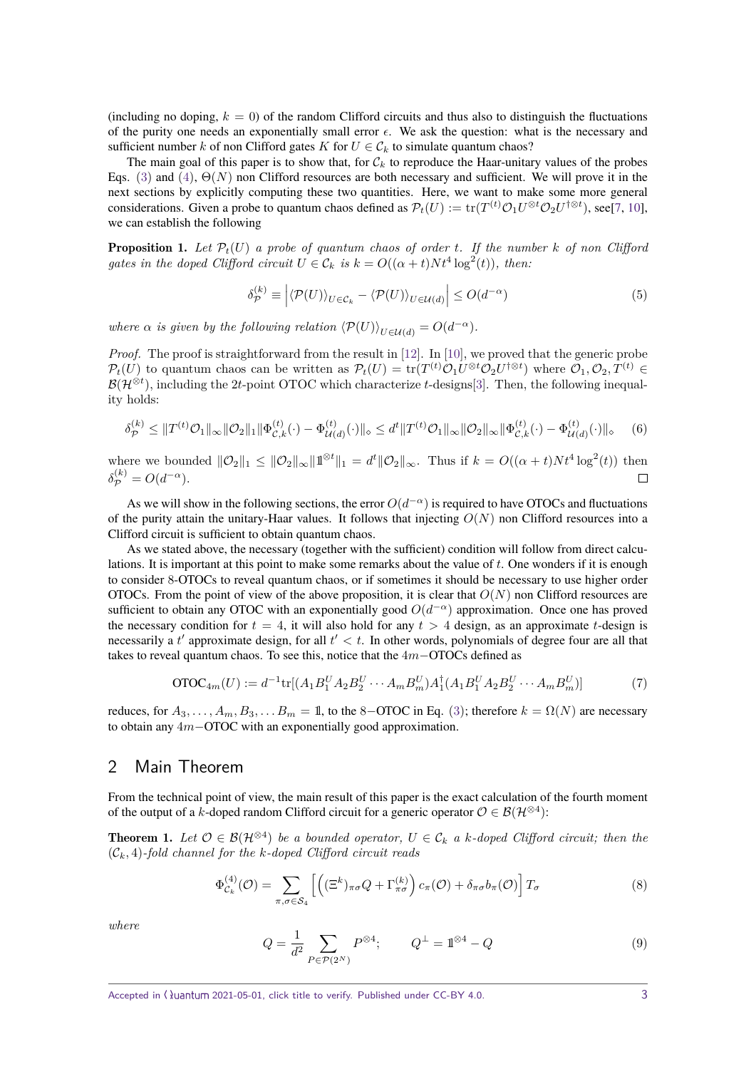(including no doping, $k = 0$) of the random Clifford circuits and thus also to distinguish the fluctuations of the purity one needs an exponentially small error $\epsilon$. We ask the question: what is the necessary and sufficient number $k$ of non Clifford gates $K$ for $U \in \mathcal{C}_k$ to simulate quantum chaos?

The main goal of this paper is to show that, for $\mathcal{C}_k$ to reproduce the Haar-unitary values of the probes Eqs. (3) and (4), $\Theta(N)$ non Clifford resources are both necessary and sufficient. We will prove it in the next sections by explicitly computing these two quantities. Here, we want to make some more general considerations. Given a probe to quantum chaos defined as $\mathcal{P}_t(U) := \operatorname{tr}(T^{(t)}\mathcal{O}_1 U^{\otimes t}\mathcal{O}_2 U^{\dagger\otimes t})$, see[7, 10], we can establish the following

**Proposition 1.** *Let $\mathcal{P}_t(U)$ a probe of quantum chaos of order $t$. If the number $k$ of non Clifford gates in the doped Clifford circuit $U \in \mathcal{C}_k$ is $k = O((\alpha + t)Nt^4 \log^2(t))$, then:*

$$
\delta_{\mathcal{P}}^{(k)} \equiv \left| \langle \mathcal{P}(U) \rangle_{U\in\mathcal{C}_k} - \langle \mathcal{P}(U) \rangle_{U\in\mathcal{U}(d)} \right| \leq O(d^{-\alpha}) \tag{5}
$$

*where $\alpha$ is given by the following relation $\langle \mathcal{P}(U) \rangle_{U\in\mathcal{U}(d)} = O(d^{-\alpha})$.*

*Proof.* The proof is straightforward from the result in [12]. In [10], we proved that the generic probe $\mathcal{P}_t(U)$ to quantum chaos can be written as $\mathcal{P}_t(U) = \operatorname{tr}(T^{(t)}\mathcal{O}_1 U^{\otimes t}\mathcal{O}_2 U^{\dagger\otimes t})$ where $\mathcal{O}_1, \mathcal{O}_2, T^{(t)} \in \mathcal{B}(\mathcal{H}^{\otimes t})$, including the $2t$-point OTOC which characterize $t$-designs[3]. Then, the following inequality holds:

$$
\delta_{\mathcal{P}}^{(k)} \leq \|T^{(t)}\mathcal{O}_1\|_\infty \|\mathcal{O}_2\|_1 \|\Phi_{\mathcal{C},k}^{(t)}(\cdot) - \Phi_{\mathcal{U}(d)}^{(t)}(\cdot)\|_\diamond \leq d^t \|T^{(t)}\mathcal{O}_1\|_\infty \|\mathcal{O}_2\|_\infty \|\Phi_{\mathcal{C},k}^{(t)}(\cdot) - \Phi_{\mathcal{U}(d)}^{(t)}(\cdot)\|_\diamond \tag{6}
$$

where we bounded $\|\mathcal{O}_2\|_1 \leq \|\mathcal{O}_2\|_\infty \|\mathbb{1}^{\otimes t}\|_1 = d^t \|\mathcal{O}_2\|_\infty$. Thus if $k = O((\alpha + t)Nt^4 \log^2(t))$ then $\delta_{\mathcal{P}}^{(k)} = O(d^{-\alpha})$. □

As we will show in the following sections, the error $O(d^{-\alpha})$ is required to have OTOCs and fluctuations of the purity attain the unitary-Haar values. It follows that injecting $O(N)$ non Clifford resources into a Clifford circuit is sufficient to obtain quantum chaos.

As we stated above, the necessary (together with the sufficient) condition will follow from direct calculations. It is important at this point to make some remarks about the value of $t$. One wonders if it is enough to consider 8-OTOCs to reveal quantum chaos, or if sometimes it should be necessary to use higher order OTOCs. From the point of view of the above proposition, it is clear that $O(N)$ non Clifford resources are sufficient to obtain any OTOC with an exponentially good $O(d^{-\alpha})$ approximation. Once one has proved the necessary condition for $t = 4$, it will also hold for any $t > 4$ design, as an approximate $t$-design is necessarily a $t'$ approximate design, for all $t' < t$. In other words, polynomials of degree four are all that takes to reveal quantum chaos. To see this, notice that the $4m-$OTOCs defined as

$$
\text{OTOC}_{4m}(U) := d^{-1}\operatorname{tr}[(A_1 B_1^U A_2 B_2^U \cdots A_m B_m^U) A_1^\dagger (A_1 B_1^U A_2 B_2^U \cdots A_m B_m^U)] \tag{7}
$$

reduces, for $A_3, \ldots, A_m, B_3, \ldots B_m = \mathbb{1}$, to the $8-$OTOC in Eq. (3); therefore $k = \Omega(N)$ are necessary to obtain any $4m-$OTOC with an exponentially good approximation.

## 2 Main Theorem

From the technical point of view, the main result of this paper is the exact calculation of the fourth moment of the output of a $k$-doped random Clifford circuit for a generic operator $\mathcal{O} \in \mathcal{B}(\mathcal{H}^{\otimes 4})$:

**Theorem 1.** *Let $\mathcal{O} \in \mathcal{B}(\mathcal{H}^{\otimes 4})$ be a bounded operator, $U \in \mathcal{C}_k$ a $k$-doped Clifford circuit; then the $(\mathcal{C}_k, 4)$-fold channel for the $k$-doped Clifford circuit reads*

$$
\Phi_{\mathcal{C}_k}^{(4)}(\mathcal{O}) = \sum_{\pi,\sigma\in\mathcal{S}_4} \left[ \left( (\Xi^k)_{\pi\sigma} Q + \Gamma_{\pi\sigma}^{(k)} \right) c_\pi(\mathcal{O}) + \delta_{\pi\sigma} b_\pi(\mathcal{O}) \right] T_\sigma \tag{8}
$$

*where*

$$
Q = \frac{1}{d^2} \sum_{P\in\mathcal{P}(2^N)} P^{\otimes 4}; \qquad Q^\perp = \mathbb{1}^{\otimes 4} - Q \tag{9}
$$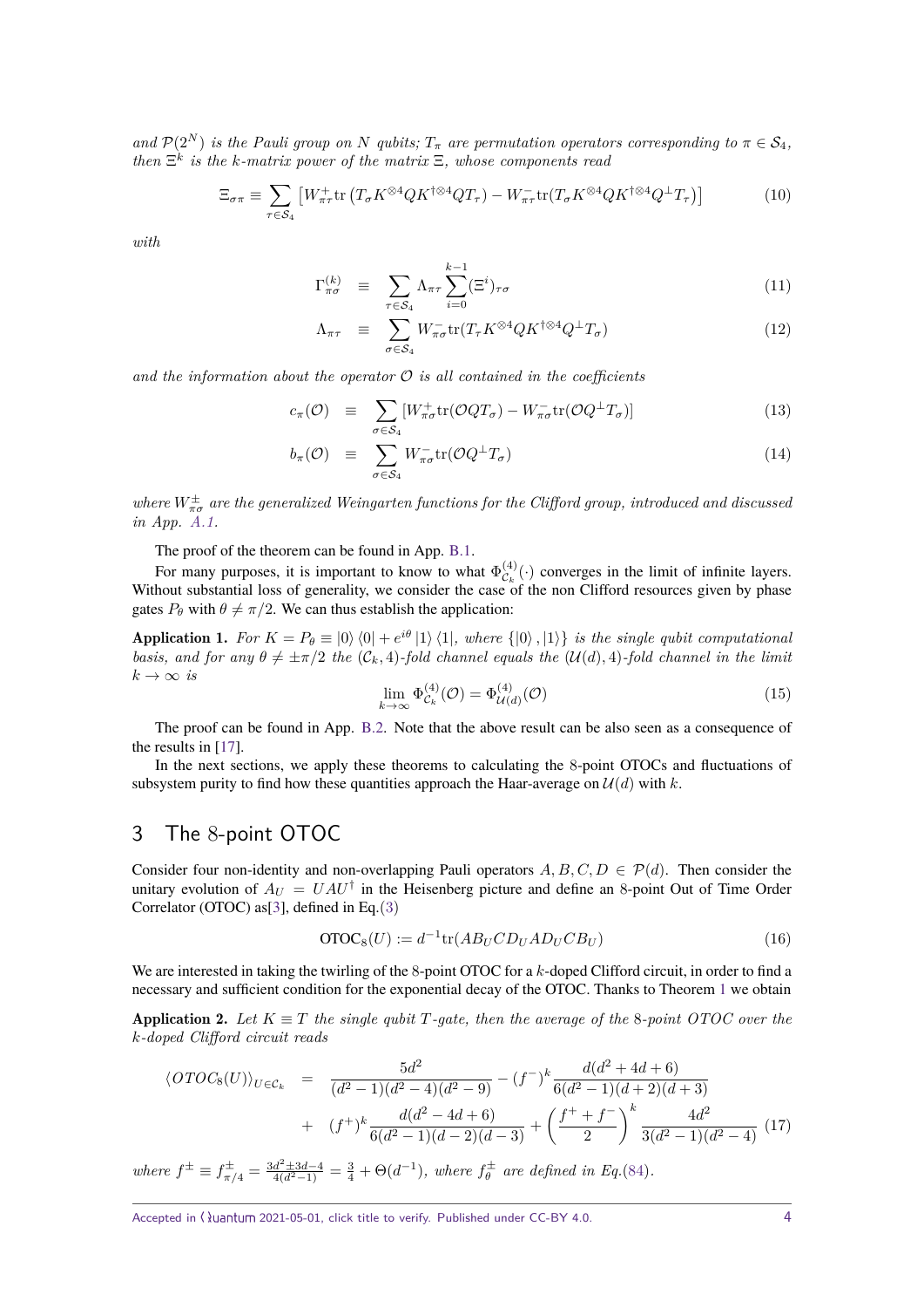*and* $\mathcal{P}(2^N)$ *is the Pauli group on* $N$ *qubits;* $T_\pi$ *are permutation operators corresponding to* $\pi \in \mathcal{S}_4$*, then* $\Xi^k$ *is the* $k$*-matrix power of the matrix* $\Xi$*, whose components read*

$$\Xi_{\sigma\pi} \equiv \sum_{\tau \in \mathcal{S}_4} \left[ W^{+}_{\pi\tau} \mathrm{tr}\left( T_\sigma K^{\otimes 4} Q K^{\dagger \otimes 4} Q T_\tau \right) - W^{-}_{\pi\tau} \mathrm{tr}(T_\sigma K^{\otimes 4} Q K^{\dagger\otimes 4} Q^{\perp} T_\tau) \right] \tag{10}$$

*with*

$$\Gamma^{(k)}_{\pi\sigma} \equiv \sum_{\tau \in \mathcal{S}_4} \Lambda_{\pi\tau} \sum_{i=0}^{k-1} (\Xi^i)_{\tau\sigma} \tag{11}$$

$$\Lambda_{\pi\tau} \equiv \sum_{\sigma \in \mathcal{S}_4} W^{-}_{\pi\sigma} \mathrm{tr}(T_\tau K^{\otimes 4} Q K^{\dagger \otimes 4} Q^{\perp} T_\sigma) \tag{12}$$

*and the information about the operator* $\mathcal{O}$ *is all contained in the coefficients*

$$c_\pi(\mathcal{O}) \equiv \sum_{\sigma \in \mathcal{S}_4} [W^{+}_{\pi\sigma} \mathrm{tr}(\mathcal{O} Q T_\sigma) - W^{-}_{\pi\sigma} \mathrm{tr}(\mathcal{O} Q^{\perp} T_\sigma)] \tag{13}$$

$$b_\pi(\mathcal{O}) \equiv \sum_{\sigma \in \mathcal{S}_4} W^{-}_{\pi\sigma} \mathrm{tr}(\mathcal{O} Q^{\perp} T_\sigma) \tag{14}$$

*where* $W^{\pm}_{\pi\sigma}$ *are the generalized Weingarten functions for the Clifford group, introduced and discussed in App. A.1.*

The proof of the theorem can be found in App. B.1.

For many purposes, it is important to know to what $\Phi^{(4)}_{\mathcal{C}_k}(\cdot)$ converges in the limit of infinite layers. Without substantial loss of generality, we consider the case of the non Clifford resources given by phase gates $P_\theta$ with $\theta \neq \pi/2$. We can thus establish the application:

**Application 1.** *For* $K \equiv P_\theta \equiv |0\rangle\langle 0| + e^{i\theta}|1\rangle\langle 1|$*, where* $\{|0\rangle, |1\rangle\}$ *is the single qubit computational basis, and for any* $\theta \neq \pm\pi/2$ *the* $(\mathcal{C}_k, 4)$*-fold channel equals the* $(\mathcal{U}(d), 4)$*-fold channel in the limit* $k \to \infty$ *is*

$$\lim_{k\to\infty} \Phi^{(4)}_{\mathcal{C}_k}(\mathcal{O}) = \Phi^{(4)}_{\mathcal{U}(d)}(\mathcal{O}) \tag{15}$$

The proof can be found in App. B.2. Note that the above result can be also seen as a consequence of the results in [17].

In the next sections, we apply these theorems to calculating the 8-point OTOCs and fluctuations of subsystem purity to find how these quantities approach the Haar-average on $\mathcal{U}(d)$ with $k$.

## 3 The 8-point OTOC

Consider four non-identity and non-overlapping Pauli operators $A, B, C, D \in \mathcal{P}(d)$. Then consider the unitary evolution of $A_U = UAU^\dagger$ in the Heisenberg picture and define an 8-point Out of Time Order Correlator (OTOC) as[3], defined in Eq.(3)

$$\mathrm{OTOC}_8(U) := d^{-1}\mathrm{tr}(AB_U CD_U AD_U CB_U) \tag{16}$$

We are interested in taking the twirling of the 8-point OTOC for a $k$-doped Clifford circuit, in order to find a necessary and sufficient condition for the exponential decay of the OTOC. Thanks to Theorem 1 we obtain

**Application 2.** *Let* $K \equiv T$ *the single qubit* $T$*-gate, then the average of the 8-point OTOC over the* $k$*-doped Clifford circuit reads*

$$\begin{aligned}\langle OTOC_8(U)\rangle_{U\in\mathcal{C}_k} &= \frac{5d^2}{(d^2-1)(d^2-4)(d^2-9)} - (f^-)^k \frac{d(d^2+4d+6)}{6(d^2-1)(d+2)(d+3)} \\ &+ (f^+)^k \frac{d(d^2-4d+6)}{6(d^2-1)(d-2)(d-3)} + \left(\frac{f^+ + f^-}{2}\right)^k \frac{4d^2}{3(d^2-1)(d^2-4)} \end{aligned} \tag{17}$$

*where* $f^{\pm} \equiv f^{\pm}_{\pi/4} = \frac{3d^2 \pm 3d - 4}{4(d^2-1)} = \frac{3}{4} + \Theta(d^{-1})$*, where* $f^{\pm}_\theta$ *are defined in Eq.(84).*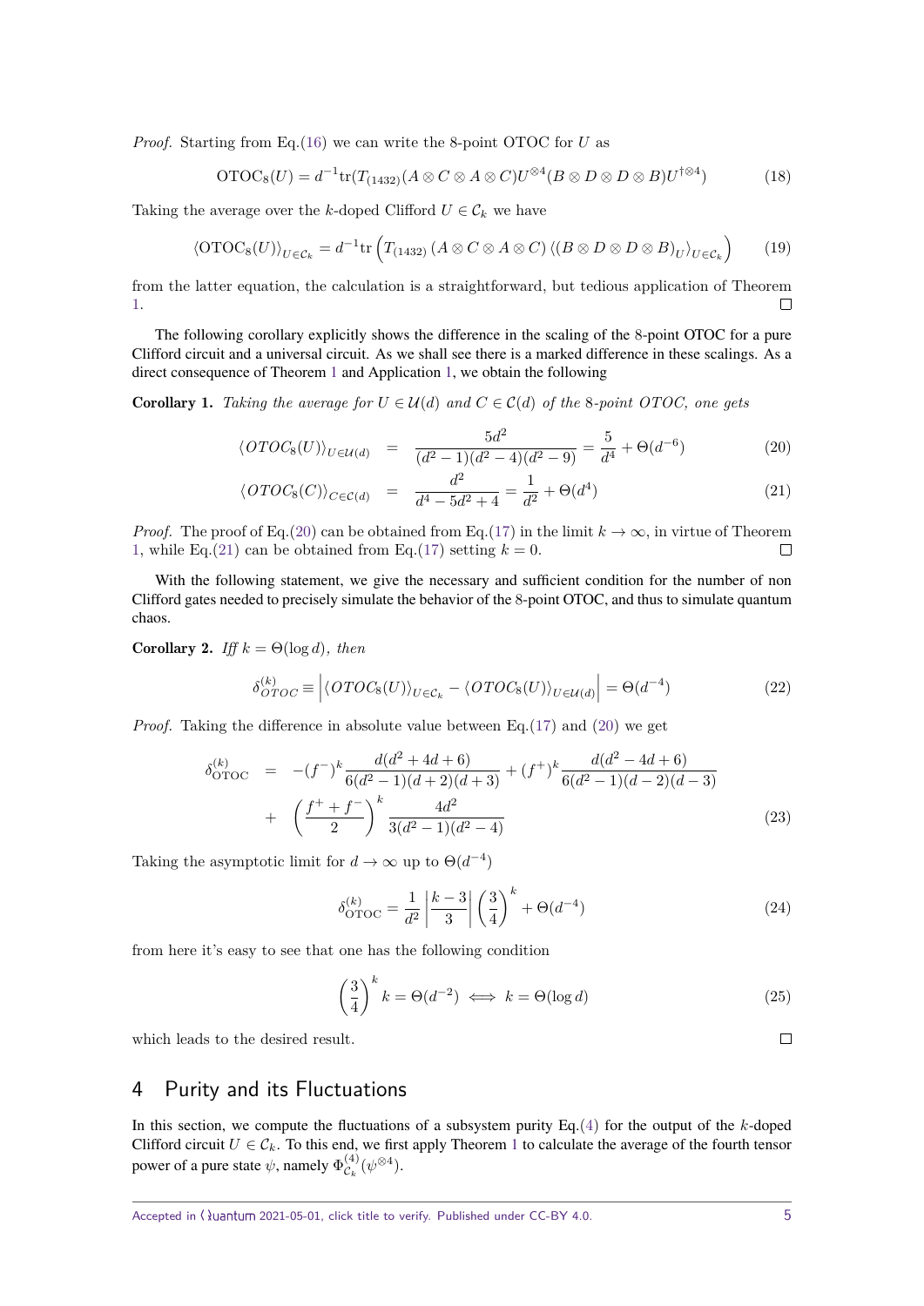*Proof.* Starting from Eq.(16) we can write the 8-point OTOC for $U$ as

$$\mathrm{OTOC}_8(U) = d^{-1}\mathrm{tr}(T_{(1432)}(A\otimes C\otimes A\otimes C)U^{\otimes 4}(B\otimes D\otimes D\otimes B)U^{\dagger\otimes 4}) \tag{18}$$

Taking the average over the $k$-doped Clifford $U \in \mathcal{C}_k$ we have

$$\langle \mathrm{OTOC}_8(U)\rangle_{U\in\mathcal{C}_k} = d^{-1}\mathrm{tr}\left(T_{(1432)}\left(A\otimes C\otimes A\otimes C\right)\langle(B\otimes D\otimes D\otimes B)_U\rangle_{U\in\mathcal{C}_k}\right) \tag{19}$$

from the latter equation, the calculation is a straightforward, but tedious application of Theorem 1. □

The following corollary explicitly shows the difference in the scaling of the 8-point OTOC for a pure Clifford circuit and a universal circuit. As we shall see there is a marked difference in these scalings. As a direct consequence of Theorem 1 and Application 1, we obtain the following

**Corollary 1.** *Taking the average for $U \in \mathcal{U}(d)$ and $C \in \mathcal{C}(d)$ of the 8-point OTOC, one gets*

$$\langle OTOC_8(U)\rangle_{U\in\mathcal{U}(d)} = \frac{5d^2}{(d^2-1)(d^2-4)(d^2-9)} = \frac{5}{d^4} + \Theta(d^{-6}) \tag{20}$$

$$\langle OTOC_8(C)\rangle_{C\in\mathcal{C}(d)} = \frac{d^2}{d^4-5d^2+4} = \frac{1}{d^2} + \Theta(d^4) \tag{21}$$

*Proof.* The proof of Eq.(20) can be obtained from Eq.(17) in the limit $k\to\infty$, in virtue of Theorem 1, while Eq.(21) can be obtained from Eq.(17) setting $k = 0$. □

With the following statement, we give the necessary and sufficient condition for the number of non Clifford gates needed to precisely simulate the behavior of the 8-point OTOC, and thus to simulate quantum chaos.

**Corollary 2.** *Iff $k = \Theta(\log d)$, then*

$$\delta^{(k)}_{OTOC} \equiv \left|\langle OTOC_8(U)\rangle_{U\in\mathcal{C}_k} - \langle OTOC_8(U)\rangle_{U\in\mathcal{U}(d)}\right| = \Theta(d^{-4}) \tag{22}$$

*Proof.* Taking the difference in absolute value between Eq.(17) and (20) we get

$$\begin{aligned}\delta^{(k)}_{\mathrm{OTOC}} &= -(f^-)^k\frac{d(d^2+4d+6)}{6(d^2-1)(d+2)(d+3)} + (f^+)^k\frac{d(d^2-4d+6)}{6(d^2-1)(d-2)(d-3)}\\ &+ \left(\frac{f^++f^-}{2}\right)^k\frac{4d^2}{3(d^2-1)(d^2-4)}\end{aligned} \tag{23}$$

Taking the asymptotic limit for $d\to\infty$ up to $\Theta(d^{-4})$

$$\delta^{(k)}_{\mathrm{OTOC}} = \frac{1}{d^2}\left|\frac{k-3}{3}\right|\left(\frac{3}{4}\right)^k + \Theta(d^{-4}) \tag{24}$$

from here it's easy to see that one has the following condition

$$\left(\frac{3}{4}\right)^k k = \Theta(d^{-2}) \iff k = \Theta(\log d) \tag{25}$$

which leads to the desired result. □

## 4 Purity and its Fluctuations

In this section, we compute the fluctuations of a subsystem purity Eq.(4) for the output of the $k$-doped Clifford circuit $U \in \mathcal{C}_k$. To this end, we first apply Theorem 1 to calculate the average of the fourth tensor power of a pure state $\psi$, namely $\Phi^{(4)}_{\mathcal{C}_k}(\psi^{\otimes 4})$.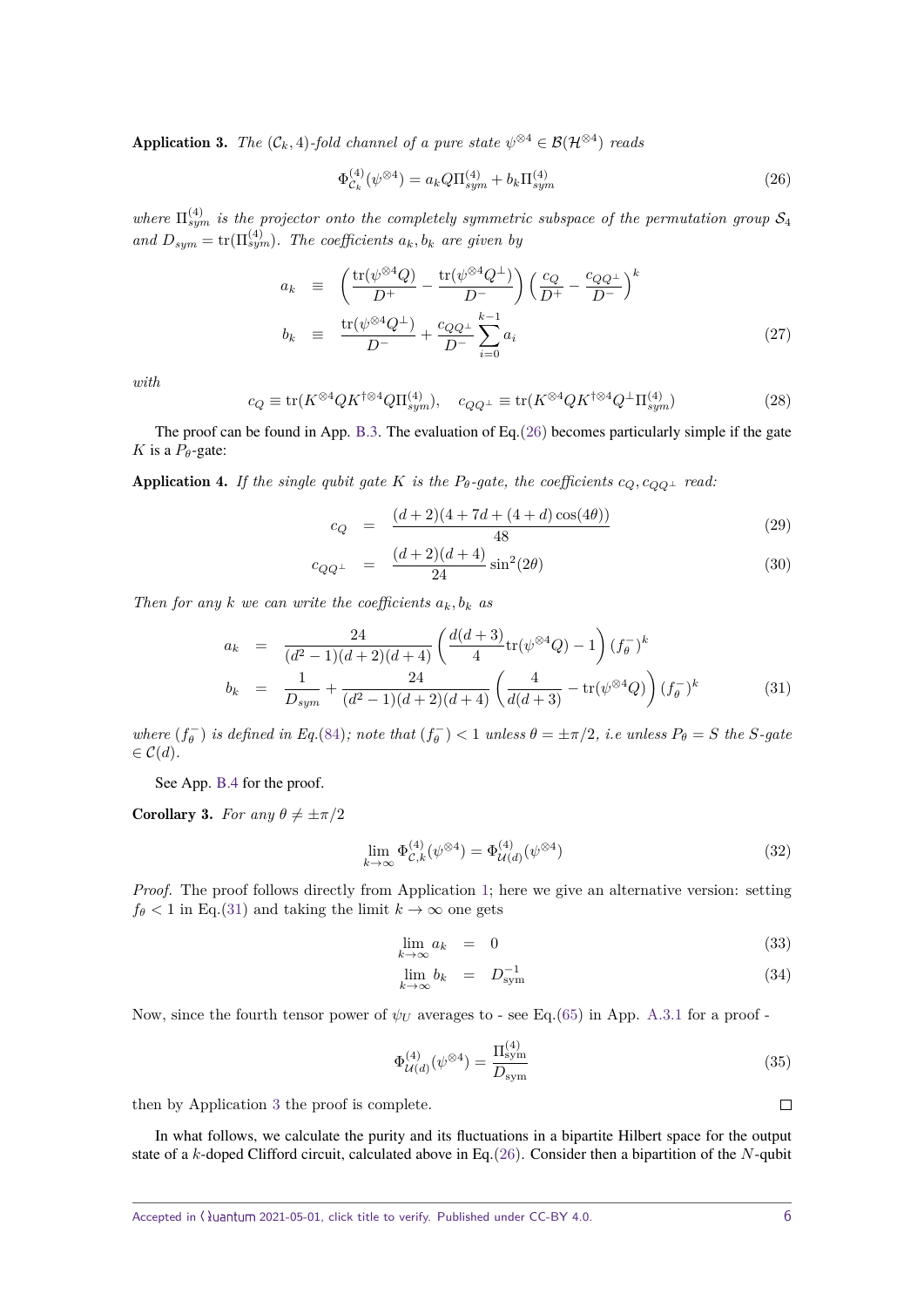**Application 3.** *The $(\mathcal{C}_k, 4)$-fold channel of a pure state $\psi^{\otimes 4} \in \mathcal{B}(\mathcal{H}^{\otimes 4})$ reads*

$$\Phi^{(4)}_{\mathcal{C}_k}(\psi^{\otimes 4}) = a_k Q \Pi^{(4)}_{sym} + b_k \Pi^{(4)}_{sym} \tag{26}$$

*where $\Pi^{(4)}_{sym}$ is the projector onto the completely symmetric subspace of the permutation group $\mathcal{S}_4$ and $D_{sym} = \operatorname{tr}(\Pi^{(4)}_{sym})$. The coefficients $a_k, b_k$ are given by*

$$\begin{aligned} a_k &\equiv \left( \frac{\operatorname{tr}(\psi^{\otimes 4} Q)}{D^+} - \frac{\operatorname{tr}(\psi^{\otimes 4} Q^{\perp})}{D^-} \right) \left( \frac{c_Q}{D^+} - \frac{c_{QQ^{\perp}}}{D^-} \right)^k \\ b_k &\equiv \frac{\operatorname{tr}(\psi^{\otimes 4} Q^{\perp})}{D^-} + \frac{c_{QQ^{\perp}}}{D^-} \sum_{i=0}^{k-1} a_i \end{aligned} \tag{27}$$

*with*

$$c_Q \equiv \operatorname{tr}(K^{\otimes 4} Q K^{\dagger \otimes 4} Q \Pi^{(4)}_{sym}), \quad c_{QQ^{\perp}} \equiv \operatorname{tr}(K^{\otimes 4} Q K^{\dagger \otimes 4} Q^{\perp} \Pi^{(4)}_{sym}) \tag{28}$$

The proof can be found in App. B.3. The evaluation of Eq.(26) becomes particularly simple if the gate $K$ is a $P_\theta$-gate:

**Application 4.** *If the single qubit gate $K$ is the $P_\theta$-gate, the coefficients $c_Q, c_{QQ^{\perp}}$ read:*

$$c_Q = \frac{(d+2)(4 + 7d + (4+d)\cos(4\theta))}{48} \tag{29}$$

$$c_{QQ^{\perp}} = \frac{(d+2)(d+4)}{24} \sin^2(2\theta) \tag{30}$$

*Then for any $k$ we can write the coefficients $a_k, b_k$ as*

$$\begin{aligned} a_k &= \frac{24}{(d^2-1)(d+2)(d+4)} \left( \frac{d(d+3)}{4} \operatorname{tr}(\psi^{\otimes 4} Q) - 1 \right) (f_\theta^-)^k \\ b_k &= \frac{1}{D_{sym}} + \frac{24}{(d^2-1)(d+2)(d+4)} \left( \frac{4}{d(d+3)} - \operatorname{tr}(\psi^{\otimes 4} Q) \right) (f_\theta^-)^k \end{aligned} \tag{31}$$

*where $(f_\theta^-)$ is defined in Eq.(84); note that $(f_\theta^-) < 1$ unless $\theta = \pm\pi/2$, i.e unless $P_\theta = S$ the S-gate $\in \mathcal{C}(d)$.*

See App. B.4 for the proof.

**Corollary 3.** *For any $\theta \neq \pm\pi/2$*

$$\lim_{k\to\infty} \Phi^{(4)}_{\mathcal{C},k}(\psi^{\otimes 4}) = \Phi^{(4)}_{\mathcal{U}(d)}(\psi^{\otimes 4}) \tag{32}$$

*Proof.* The proof follows directly from Application 1; here we give an alternative version: setting $f_\theta < 1$ in Eq.(31) and taking the limit $k \to \infty$ one gets

$$\lim_{k\to\infty} a_k = 0 \tag{33}$$

$$\lim_{k\to\infty} b_k = D^{-1}_{\text{sym}} \tag{34}$$

Now, since the fourth tensor power of $\psi_U$ averages to - see Eq.(65) in App. A.3.1 for a proof -

$$\Phi^{(4)}_{\mathcal{U}(d)}(\psi^{\otimes 4}) = \frac{\Pi^{(4)}_{\text{sym}}}{D_{\text{sym}}} \tag{35}$$

then by Application 3 the proof is complete. □

In what follows, we calculate the purity and its fluctuations in a bipartite Hilbert space for the output state of a $k$-doped Clifford circuit, calculated above in Eq.(26). Consider then a bipartition of the $N$-qubit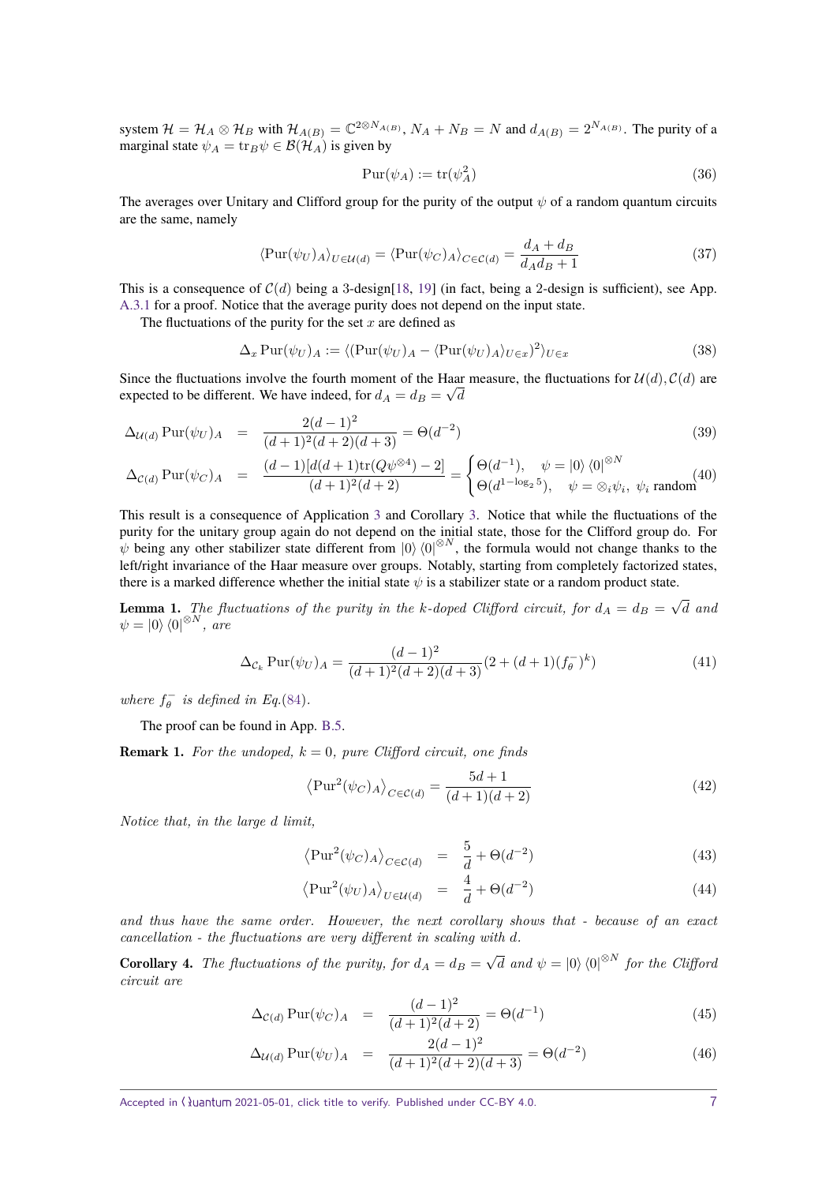system $\mathcal{H} = \mathcal{H}_A \otimes \mathcal{H}_B$ with $\mathcal{H}_{A(B)} = \mathbb{C}^{2\otimes N_{A(B)}}$, $N_A + N_B = N$ and $d_{A(B)} = 2^{N_{A(B)}}$. The purity of a marginal state $\psi_A = \mathrm{tr}_B \psi \in \mathcal{B}(\mathcal{H}_A)$ is given by

$$\mathrm{Pur}(\psi_A) := \mathrm{tr}(\psi_A^2) \tag{36}$$

The averages over Unitary and Clifford group for the purity of the output $\psi$ of a random quantum circuits are the same, namely

$$\langle \mathrm{Pur}(\psi_U)_A \rangle_{U \in \mathcal{U}(d)} = \langle \mathrm{Pur}(\psi_C)_A \rangle_{C \in \mathcal{C}(d)} = \frac{d_A + d_B}{d_A d_B + 1} \tag{37}$$

This is a consequence of $\mathcal{C}(d)$ being a 3-design[18, 19] (in fact, being a 2-design is sufficient), see App. A.3.1 for a proof. Notice that the average purity does not depend on the input state.

The fluctuations of the purity for the set $x$ are defined as

$$\Delta_x \mathrm{Pur}(\psi_U)_A := \langle (\mathrm{Pur}(\psi_U)_A - \langle \mathrm{Pur}(\psi_U)_A \rangle_{U \in x})^2 \rangle_{U \in x} \tag{38}$$

Since the fluctuations involve the fourth moment of the Haar measure, the fluctuations for $\mathcal{U}(d), \mathcal{C}(d)$ are expected to be different. We have indeed, for $d_A = d_B = \sqrt{d}$

$$\Delta_{\mathcal{U}(d)} \mathrm{Pur}(\psi_U)_A = \frac{2(d-1)^2}{(d+1)^2(d+2)(d+3)} = \Theta(d^{-2}) \tag{39}$$

$$\Delta_{\mathcal{C}(d)} \mathrm{Pur}(\psi_C)_A = \frac{(d-1)[d(d+1)\mathrm{tr}(Q\psi^{\otimes 4}) - 2]}{(d+1)^2(d+2)} = \begin{cases} \Theta(d^{-1}), & \psi = |0\rangle\langle 0|^{\otimes N} \\ \Theta(d^{1-\log_2 5}), & \psi = \otimes_i \psi_i, \ \psi_i \text{ random} \end{cases} \tag{40}$$

This result is a consequence of Application 3 and Corollary 3. Notice that while the fluctuations of the purity for the unitary group again do not depend on the initial state, those for the Clifford group do. For $\psi$ being any other stabilizer state different from $|0\rangle\langle 0|^{\otimes N}$, the formula would not change thanks to the left/right invariance of the Haar measure over groups. Notably, starting from completely factorized states, there is a marked difference whether the initial state $\psi$ is a stabilizer state or a random product state.

**Lemma 1.** *The fluctuations of the purity in the k-doped Clifford circuit, for $d_A = d_B = \sqrt{d}$ and $\psi = |0\rangle\langle 0|^{\otimes N}$, are*

$$\Delta_{\mathcal{C}_k} \mathrm{Pur}(\psi_U)_A = \frac{(d-1)^2}{(d+1)^2(d+2)(d+3)}(2 + (d+1)(f_\theta^-)^k) \tag{41}$$

*where $f_\theta^-$ is defined in Eq.(84).*

The proof can be found in App. B.5.

**Remark 1.** *For the undoped, $k = 0$, pure Clifford circuit, one finds*

$$\left\langle \mathrm{Pur}^2(\psi_C)_A \right\rangle_{C \in \mathcal{C}(d)} = \frac{5d+1}{(d+1)(d+2)} \tag{42}$$

*Notice that, in the large $d$ limit,*

$$\left\langle \mathrm{Pur}^2(\psi_C)_A \right\rangle_{C \in \mathcal{C}(d)} = \frac{5}{d} + \Theta(d^{-2}) \tag{43}$$

$$\left\langle \mathrm{Pur}^2(\psi_U)_A \right\rangle_{U \in \mathcal{U}(d)} = \frac{4}{d} + \Theta(d^{-2}) \tag{44}$$

*and thus have the same order. However, the next corollary shows that - because of an exact cancellation - the fluctuations are very different in scaling with $d$.*

**Corollary 4.** *The fluctuations of the purity, for $d_A = d_B = \sqrt{d}$ and $\psi = |0\rangle\langle 0|^{\otimes N}$ for the Clifford circuit are*

$$\Delta_{\mathcal{C}(d)} \mathrm{Pur}(\psi_C)_A = \frac{(d-1)^2}{(d+1)^2(d+2)} = \Theta(d^{-1}) \tag{45}$$

$$\Delta_{\mathcal{U}(d)} \mathrm{Pur}(\psi_U)_A = \frac{2(d-1)^2}{(d+1)^2(d+2)(d+3)} = \Theta(d^{-2}) \tag{46}$$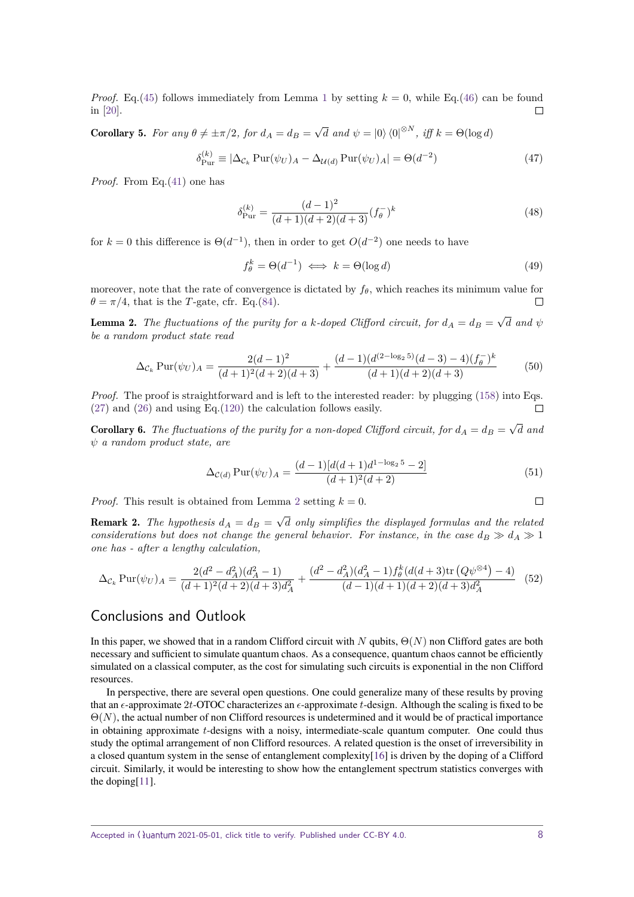*Proof.* Eq.(45) follows immediately from Lemma 1 by setting $k = 0$, while Eq.(46) can be found in [20]. □

**Corollary 5.** *For any $\theta \neq \pm\pi/2$, for $d_A = d_B = \sqrt{d}$ and $\psi = |0\rangle\langle 0|^{\otimes N}$, iff $k = \Theta(\log d)$*

$$\delta_{\mathrm{Pur}}^{(k)} \equiv |\Delta_{\mathcal{C}_k} \mathrm{Pur}(\psi_U)_A - \Delta_{\mathcal{U}(d)} \mathrm{Pur}(\psi_U)_A| = \Theta(d^{-2}) \tag{47}$$

*Proof.* From Eq.(41) one has

$$\delta_{\mathrm{Pur}}^{(k)} = \frac{(d-1)^2}{(d+1)(d+2)(d+3)}(f_\theta^-)^k \tag{48}$$

for $k = 0$ this difference is $\Theta(d^{-1})$, then in order to get $O(d^{-2})$ one needs to have

$$f_\theta^k = \Theta(d^{-1}) \iff k = \Theta(\log d) \tag{49}$$

moreover, note that the rate of convergence is dictated by $f_\theta$, which reaches its minimum value for $\theta = \pi/4$, that is the $T$-gate, cfr. Eq.(84). □

**Lemma 2.** *The fluctuations of the purity for a $k$-doped Clifford circuit, for $d_A = d_B = \sqrt{d}$ and $\psi$ be a random product state read*

$$\Delta_{\mathcal{C}_k} \mathrm{Pur}(\psi_U)_A = \frac{2(d-1)^2}{(d+1)^2(d+2)(d+3)} + \frac{(d-1)(d^{(2-\log_2 5)}(d-3)-4)(f_\theta^-)^k}{(d+1)(d+2)(d+3)} \tag{50}$$

*Proof.* The proof is straightforward and is left to the interested reader: by plugging (158) into Eqs. (27) and (26) and using Eq.(120) the calculation follows easily. □

**Corollary 6.** *The fluctuations of the purity for a non-doped Clifford circuit, for $d_A = d_B = \sqrt{d}$ and $\psi$ a random product state, are*

$$\Delta_{\mathcal{C}(d)} \mathrm{Pur}(\psi_U)_A = \frac{(d-1)[d(d+1)d^{1-\log_2 5} - 2]}{(d+1)^2(d+2)} \tag{51}$$

*Proof.* This result is obtained from Lemma 2 setting $k = 0$. □

**Remark 2.** *The hypothesis $d_A = d_B = \sqrt{d}$ only simplifies the displayed formulas and the related considerations but does not change the general behavior. For instance, in the case $d_B \gg d_A \gg 1$ one has - after a lengthy calculation,*

$$\Delta_{\mathcal{C}_k} \mathrm{Pur}(\psi_U)_A = \frac{2(d^2-d_A^2)(d_A^2-1)}{(d+1)^2(d+2)(d+3)d_A^2} + \frac{(d^2-d_A^2)(d_A^2-1)f_\theta^k(d(d+3)\mathrm{tr}\left(Q\psi^{\otimes 4}\right)-4)}{(d-1)(d+1)(d+2)(d+3)d_A^2} \tag{52}$$

## Conclusions and Outlook

In this paper, we showed that in a random Clifford circuit with $N$ qubits, $\Theta(N)$ non Clifford gates are both necessary and sufficient to simulate quantum chaos. As a consequence, quantum chaos cannot be efficiently simulated on a classical computer, as the cost for simulating such circuits is exponential in the non Clifford resources.

In perspective, there are several open questions. One could generalize many of these results by proving that an $\epsilon$-approximate $2t$-OTOC characterizes an $\epsilon$-approximate $t$-design. Although the scaling is fixed to be $\Theta(N)$, the actual number of non Clifford resources is undetermined and it would be of practical importance in obtaining approximate $t$-designs with a noisy, intermediate-scale quantum computer. One could thus study the optimal arrangement of non Clifford resources. A related question is the onset of irreversibility in a closed quantum system in the sense of entanglement complexity[16] is driven by the doping of a Clifford circuit. Similarly, it would be interesting to show how the entanglement spectrum statistics converges with the doping[11].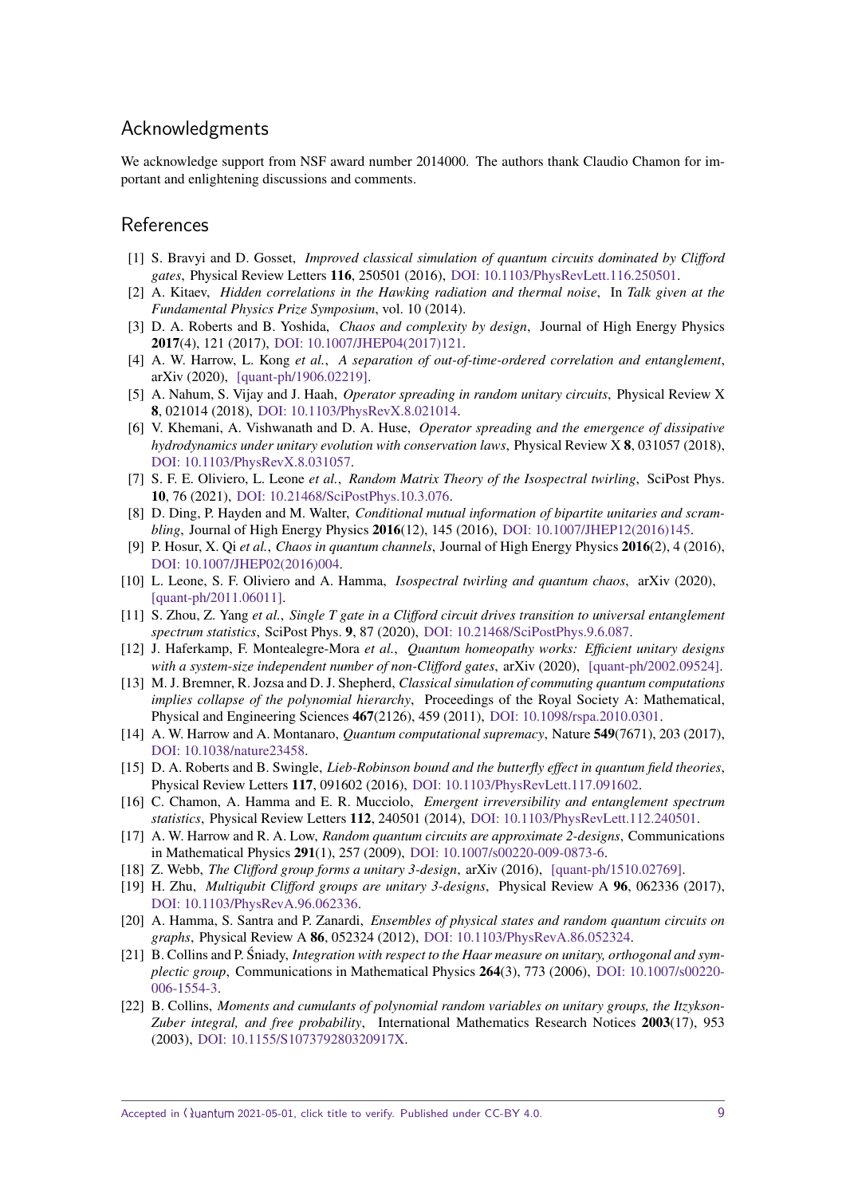## Acknowledgments

We acknowledge support from NSF award number 2014000. The authors thank Claudio Chamon for important and enlightening discussions and comments.

## References

[1] S. Bravyi and D. Gosset, *Improved classical simulation of quantum circuits dominated by Clifford gates*, Physical Review Letters **116**, 250501 (2016), DOI: 10.1103/PhysRevLett.116.250501.

[2] A. Kitaev, *Hidden correlations in the Hawking radiation and thermal noise*, In *Talk given at the Fundamental Physics Prize Symposium*, vol. 10 (2014).

[3] D. A. Roberts and B. Yoshida, *Chaos and complexity by design*, Journal of High Energy Physics **2017**(4), 121 (2017), DOI: 10.1007/JHEP04(2017)121.

[4] A. W. Harrow, L. Kong *et al.*, *A separation of out-of-time-ordered correlation and entanglement*, arXiv (2020), [quant-ph/1906.02219].

[5] A. Nahum, S. Vijay and J. Haah, *Operator spreading in random unitary circuits*, Physical Review X **8**, 021014 (2018), DOI: 10.1103/PhysRevX.8.021014.

[6] V. Khemani, A. Vishwanath and D. A. Huse, *Operator spreading and the emergence of dissipative hydrodynamics under unitary evolution with conservation laws*, Physical Review X **8**, 031057 (2018), DOI: 10.1103/PhysRevX.8.031057.

[7] S. F. E. Oliviero, L. Leone *et al.*, *Random Matrix Theory of the Isospectral twirling*, SciPost Phys. **10**, 76 (2021), DOI: 10.21468/SciPostPhys.10.3.076.

[8] D. Ding, P. Hayden and M. Walter, *Conditional mutual information of bipartite unitaries and scrambling*, Journal of High Energy Physics **2016**(12), 145 (2016), DOI: 10.1007/JHEP12(2016)145.

[9] P. Hosur, X. Qi *et al.*, *Chaos in quantum channels*, Journal of High Energy Physics **2016**(2), 4 (2016), DOI: 10.1007/JHEP02(2016)004.

[10] L. Leone, S. F. Oliviero and A. Hamma, *Isospectral twirling and quantum chaos*, arXiv (2020), [quant-ph/2011.06011].

[11] S. Zhou, Z. Yang *et al.*, *Single T gate in a Clifford circuit drives transition to universal entanglement spectrum statistics*, SciPost Phys. **9**, 87 (2020), DOI: 10.21468/SciPostPhys.9.6.087.

[12] J. Haferkamp, F. Montealegre-Mora *et al.*, *Quantum homeopathy works: Efficient unitary designs with a system-size independent number of non-Clifford gates*, arXiv (2020), [quant-ph/2002.09524].

[13] M. J. Bremner, R. Jozsa and D. J. Shepherd, *Classical simulation of commuting quantum computations implies collapse of the polynomial hierarchy*, Proceedings of the Royal Society A: Mathematical, Physical and Engineering Sciences **467**(2126), 459 (2011), DOI: 10.1098/rspa.2010.0301.

[14] A. W. Harrow and A. Montanaro, *Quantum computational supremacy*, Nature **549**(7671), 203 (2017), DOI: 10.1038/nature23458.

[15] D. A. Roberts and B. Swingle, *Lieb-Robinson bound and the butterfly effect in quantum field theories*, Physical Review Letters **117**, 091602 (2016), DOI: 10.1103/PhysRevLett.117.091602.

[16] C. Chamon, A. Hamma and E. R. Mucciolo, *Emergent irreversibility and entanglement spectrum statistics*, Physical Review Letters **112**, 240501 (2014), DOI: 10.1103/PhysRevLett.112.240501.

[17] A. W. Harrow and R. A. Low, *Random quantum circuits are approximate 2-designs*, Communications in Mathematical Physics **291**(1), 257 (2009), DOI: 10.1007/s00220-009-0873-6.

[18] Z. Webb, *The Clifford group forms a unitary 3-design*, arXiv (2016), [quant-ph/1510.02769].

[19] H. Zhu, *Multiqubit Clifford groups are unitary 3-designs*, Physical Review A **96**, 062336 (2017), DOI: 10.1103/PhysRevA.96.062336.

[20] A. Hamma, S. Santra and P. Zanardi, *Ensembles of physical states and random quantum circuits on graphs*, Physical Review A **86**, 052324 (2012), DOI: 10.1103/PhysRevA.86.052324.

[21] B. Collins and P. Śniady, *Integration with respect to the Haar measure on unitary, orthogonal and symplectic group*, Communications in Mathematical Physics **264**(3), 773 (2006), DOI: 10.1007/s00220-006-1554-3.

[22] B. Collins, *Moments and cumulants of polynomial random variables on unitary groups, the Itzykson-Zuber integral, and free probability*, International Mathematics Research Notices **2003**(17), 953 (2003), DOI: 10.1155/S107379280320917X.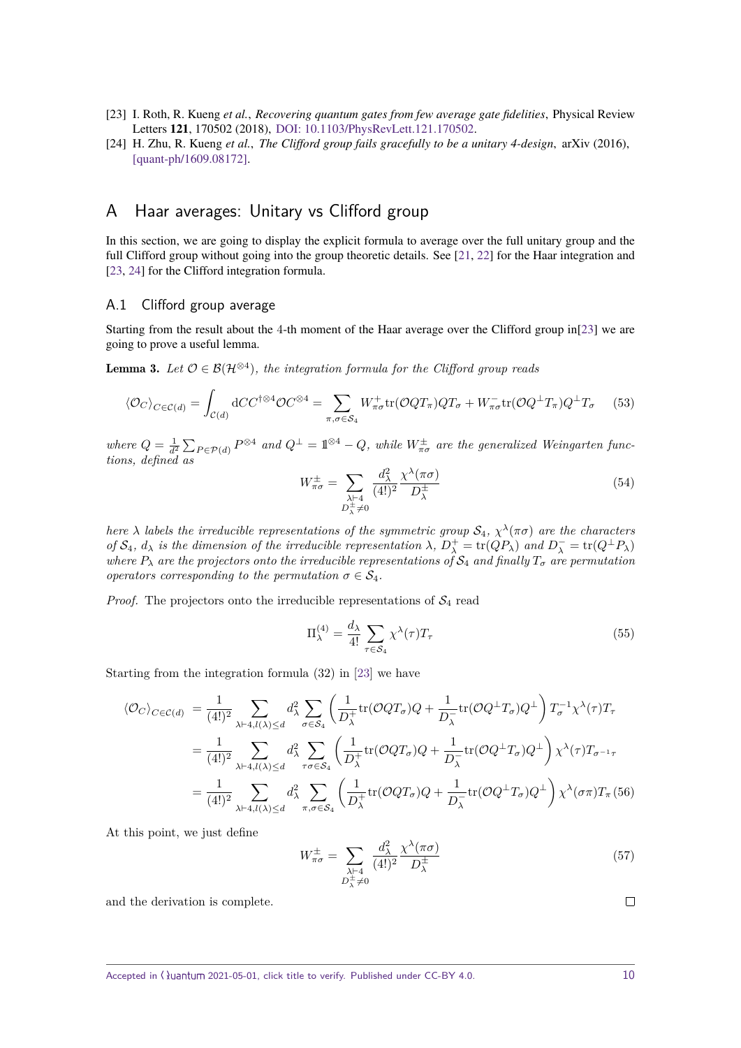[23] I. Roth, R. Kueng *et al.*, *Recovering quantum gates from few average gate fidelities*, Physical Review Letters **121**, 170502 (2018), DOI: 10.1103/PhysRevLett.121.170502.

[24] H. Zhu, R. Kueng *et al.*, *The Clifford group fails gracefully to be a unitary 4-design*, arXiv (2016), [quant-ph/1609.08172].

# A Haar averages: Unitary vs Clifford group

In this section, we are going to display the explicit formula to average over the full unitary group and the full Clifford group without going into the group theoretic details. See [21, 22] for the Haar integration and [23, 24] for the Clifford integration formula.

## A.1 Clifford group average

Starting from the result about the 4-th moment of the Haar average over the Clifford group in[23] we are going to prove a useful lemma.

**Lemma 3.** *Let $\mathcal{O}\in\mathcal{B}(\mathcal{H}^{\otimes 4})$, the integration formula for the Clifford group reads*

$$\langle \mathcal{O}_C\rangle_{C\in\mathcal{C}(d)}=\int_{\mathcal{C}(d)}\mathrm{d}C C^{\dagger\otimes 4}\mathcal{O}C^{\otimes 4}=\sum_{\pi,\sigma\in\mathcal{S}_4}W^{+}_{\pi\sigma}\mathrm{tr}(\mathcal{O}QT_\pi)QT_\sigma+W^{-}_{\pi\sigma}\mathrm{tr}(\mathcal{O}Q^{\perp}T_\pi)Q^{\perp}T_\sigma \tag{53}$$

*where $Q=\frac{1}{d^2}\sum_{P\in\mathcal{P}(d)}P^{\otimes 4}$ and $Q^{\perp}=\mathbb{1}^{\otimes 4}-Q$, while $W^{\pm}_{\pi\sigma}$ are the generalized Weingarten functions, defined as*

$$W^{\pm}_{\pi\sigma}=\sum_{\substack{\lambda\vdash 4\\ D^{\pm}_\lambda\neq 0}}\frac{d_\lambda^2}{(4!)^2}\frac{\chi^\lambda(\pi\sigma)}{D^{\pm}_\lambda} \tag{54}$$

*here $\lambda$ labels the irreducible representations of the symmetric group $\mathcal{S}_4$, $\chi^\lambda(\pi\sigma)$ are the characters of $\mathcal{S}_4$, $d_\lambda$ is the dimension of the irreducible representation $\lambda$, $D^{+}_\lambda=\mathrm{tr}(QP_\lambda)$ and $D^{-}_\lambda=\mathrm{tr}(Q^{\perp}P_\lambda)$ where $P_\lambda$ are the projectors onto the irreducible representations of $\mathcal{S}_4$ and finally $T_\sigma$ are permutation operators corresponding to the permutation $\sigma\in\mathcal{S}_4$.*

*Proof.* The projectors onto the irreducible representations of $\mathcal{S}_4$ read

$$\Pi^{(4)}_\lambda=\frac{d_\lambda}{4!}\sum_{\tau\in\mathcal{S}_4}\chi^\lambda(\tau)T_\tau \tag{55}$$

Starting from the integration formula (32) in [23] we have

$$\begin{aligned}
\langle \mathcal{O}_C\rangle_{C\in\mathcal{C}(d)} &=\frac{1}{(4!)^2}\sum_{\lambda\vdash 4, l(\lambda)\leq d}d_\lambda^2\sum_{\sigma\in\mathcal{S}_4}\left(\frac{1}{D^{+}_\lambda}\mathrm{tr}(\mathcal{O}QT_\sigma)Q+\frac{1}{D^{-}_\lambda}\mathrm{tr}(\mathcal{O}Q^{\perp}T_\sigma)Q^{\perp}\right)T^{-1}_\sigma\chi^\lambda(\tau)T_\tau\\
&=\frac{1}{(4!)^2}\sum_{\lambda\vdash 4, l(\lambda)\leq d}d_\lambda^2\sum_{\tau\sigma\in\mathcal{S}_4}\left(\frac{1}{D^{+}_\lambda}\mathrm{tr}(\mathcal{O}QT_\sigma)Q+\frac{1}{D^{-}_\lambda}\mathrm{tr}(\mathcal{O}Q^{\perp}T_\sigma)Q^{\perp}\right)\chi^\lambda(\tau)T_{\sigma^{-1}\tau}\\
&=\frac{1}{(4!)^2}\sum_{\lambda\vdash 4, l(\lambda)\leq d}d_\lambda^2\sum_{\pi,\sigma\in\mathcal{S}_4}\left(\frac{1}{D^{+}_\lambda}\mathrm{tr}(\mathcal{O}QT_\sigma)Q+\frac{1}{D^{-}_\lambda}\mathrm{tr}(\mathcal{O}Q^{\perp}T_\sigma)Q^{\perp}\right)\chi^\lambda(\sigma\pi)T_\pi
\end{aligned} \tag{56}$$

At this point, we just define

$$W^{\pm}_{\pi\sigma}=\sum_{\substack{\lambda\vdash 4\\ D^{\pm}_\lambda\neq 0}}\frac{d_\lambda^2}{(4!)^2}\frac{\chi^\lambda(\pi\sigma)}{D^{\pm}_\lambda} \tag{57}$$

and the derivation is complete. ◻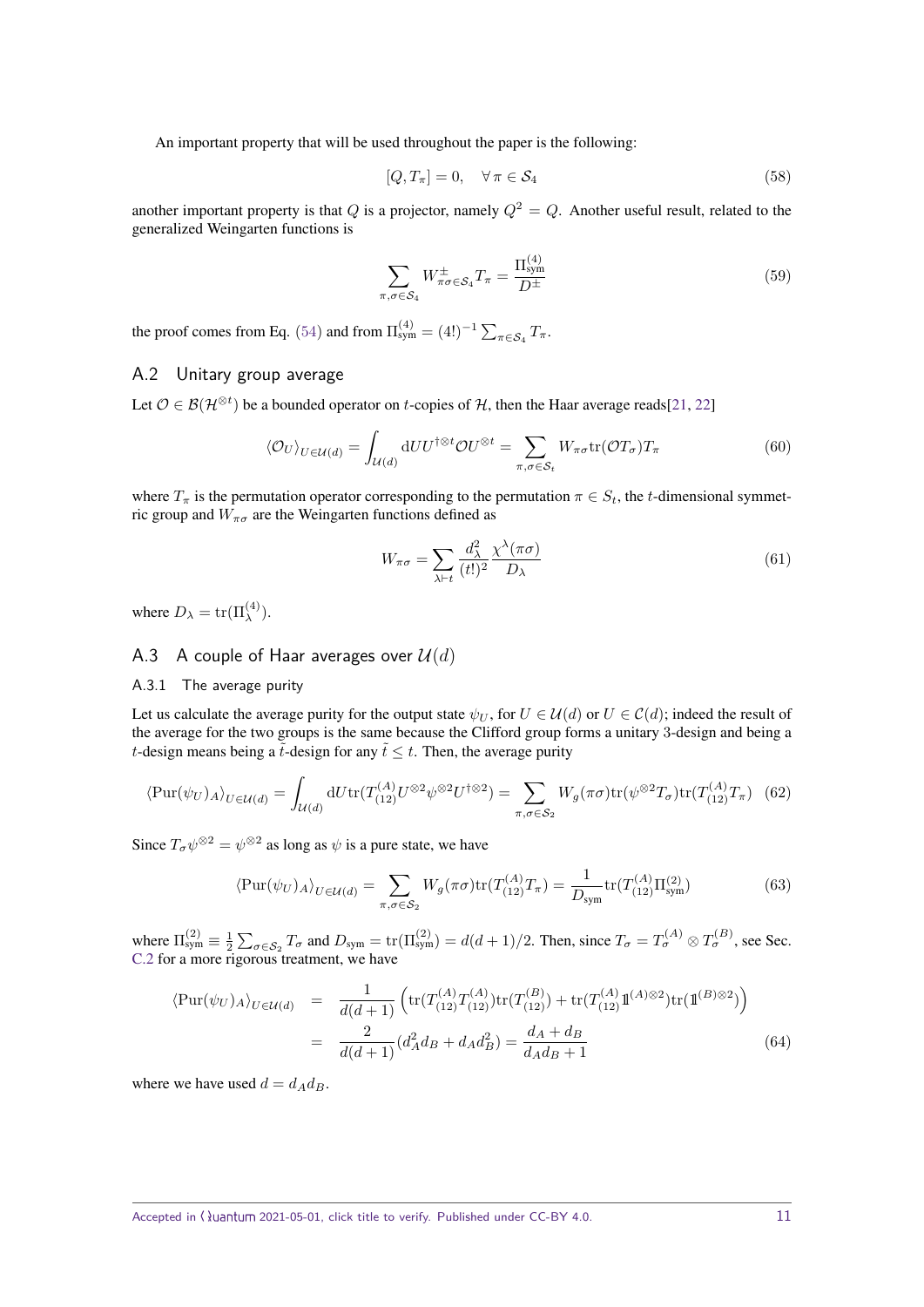An important property that will be used throughout the paper is the following:

$$[Q, T_\pi] = 0, \quad \forall \pi \in \mathcal{S}_4 \tag{58}$$

another important property is that $Q$ is a projector, namely $Q^2 = Q$. Another useful result, related to the generalized Weingarten functions is

$$\sum_{\pi,\sigma \in \mathcal{S}_4} W^{\pm}_{\pi\sigma \in \mathcal{S}_4} T_\pi = \frac{\Pi^{(4)}_{\text{sym}}}{D^{\pm}} \tag{59}$$

the proof comes from Eq. (54) and from $\Pi^{(4)}_{\text{sym}} = (4!)^{-1} \sum_{\pi \in \mathcal{S}_4} T_\pi$.

## A.2 Unitary group average

Let $\mathcal{O} \in \mathcal{B}(\mathcal{H}^{\otimes t})$ be a bounded operator on $t$-copies of $\mathcal{H}$, then the Haar average reads[21, 22]

$$\langle \mathcal{O}_U \rangle_{U \in \mathcal{U}(d)} = \int_{\mathcal{U}(d)} \mathrm{d}U U^{\dagger \otimes t} \mathcal{O} U^{\otimes t} = \sum_{\pi,\sigma \in \mathcal{S}_t} W_{\pi\sigma} \mathrm{tr}(\mathcal{O} T_\sigma) T_\pi \tag{60}$$

where $T_\pi$ is the permutation operator corresponding to the permutation $\pi \in S_t$, the $t$-dimensional symmetric group and $W_{\pi\sigma}$ are the Weingarten functions defined as

$$W_{\pi\sigma} = \sum_{\lambda \vdash t} \frac{d^2_\lambda}{(t!)^2} \frac{\chi^\lambda(\pi\sigma)}{D_\lambda} \tag{61}$$

where $D_\lambda = \mathrm{tr}(\Pi^{(4)}_\lambda)$.

## A.3 A couple of Haar averages over $\mathcal{U}(d)$

### A.3.1 The average purity

Let us calculate the average purity for the output state $\psi_U$, for $U \in \mathcal{U}(d)$ or $U \in \mathcal{C}(d)$; indeed the result of the average for the two groups is the same because the Clifford group forms a unitary 3-design and being a $t$-design means being a $\tilde{t}$-design for any $\tilde{t} \leq t$. Then, the average purity

$$\langle \mathrm{Pur}(\psi_U)_A \rangle_{U \in \mathcal{U}(d)} = \int_{\mathcal{U}(d)} \mathrm{d}U \mathrm{tr}(T^{(A)}_{(12)} U^{\otimes 2} \psi^{\otimes 2} U^{\dagger \otimes 2}) = \sum_{\pi,\sigma \in \mathcal{S}_2} W_g(\pi\sigma) \mathrm{tr}(\psi^{\otimes 2} T_\sigma) \mathrm{tr}(T^{(A)}_{(12)} T_\pi) \tag{62}$$

Since $T_\sigma \psi^{\otimes 2} = \psi^{\otimes 2}$ as long as $\psi$ is a pure state, we have

$$\langle \mathrm{Pur}(\psi_U)_A \rangle_{U \in \mathcal{U}(d)} = \sum_{\pi,\sigma \in \mathcal{S}_2} W_g(\pi\sigma) \mathrm{tr}(T^{(A)}_{(12)} T_\pi) = \frac{1}{D_{\text{sym}}} \mathrm{tr}(T^{(A)}_{(12)} \Pi^{(2)}_{\text{sym}}) \tag{63}$$

where $\Pi^{(2)}_{\text{sym}} \equiv \frac{1}{2} \sum_{\sigma \in \mathcal{S}_2} T_\sigma$ and $D_{\text{sym}} = \mathrm{tr}(\Pi^{(2)}_{\text{sym}}) = d(d+1)/2$. Then, since $T_\sigma = T^{(A)}_\sigma \otimes T^{(B)}_\sigma$, see Sec. C.2 for a more rigorous treatment, we have

$$\begin{aligned}
\langle \mathrm{Pur}(\psi_U)_A \rangle_{U \in \mathcal{U}(d)} &= \frac{1}{d(d+1)} \left( \mathrm{tr}(T^{(A)}_{(12)} T^{(A)}_{(12)}) \mathrm{tr}(T^{(B)}_{(12)}) + \mathrm{tr}(T^{(A)}_{(12)} \mathbb{1}^{(A)\otimes 2}) \mathrm{tr}(\mathbb{1}^{(B)\otimes 2}) \right) \\
&= \frac{2}{d(d+1)} (d_A^2 d_B + d_A d_B^2) = \frac{d_A + d_B}{d_A d_B + 1}
\end{aligned} \tag{64}$$

where we have used $d = d_A d_B$.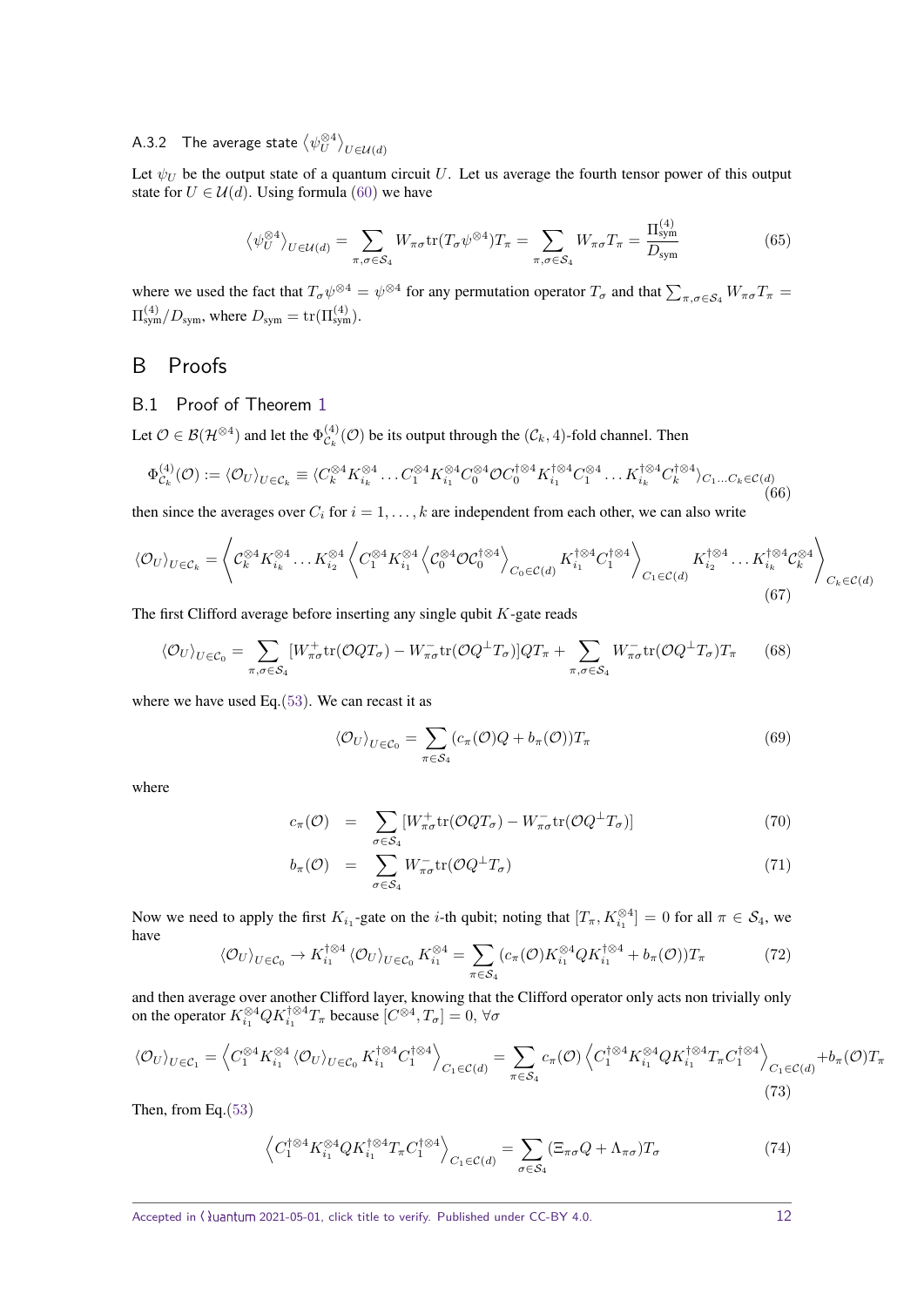#### A.3.2 The average state $\langle \psi_U^{\otimes 4} \rangle_{U \in \mathcal{U}(d)}$

Let $\psi_U$ be the output state of a quantum circuit $U$. Let us average the fourth tensor power of this output state for $U \in \mathcal{U}(d)$. Using formula (60) we have

$$\langle \psi_U^{\otimes 4} \rangle_{U \in \mathcal{U}(d)} = \sum_{\pi,\sigma \in \mathcal{S}_4} W_{\pi\sigma} \mathrm{tr}(T_\sigma \psi^{\otimes 4}) T_\pi = \sum_{\pi,\sigma \in \mathcal{S}_4} W_{\pi\sigma} T_\pi = \frac{\Pi_{\text{sym}}^{(4)}}{D_{\text{sym}}} \tag{65}$$

where we used the fact that $T_\sigma \psi^{\otimes 4} = \psi^{\otimes 4}$ for any permutation operator $T_\sigma$ and that $\sum_{\pi,\sigma\in\mathcal{S}_4} W_{\pi\sigma} T_\pi = \Pi_{\text{sym}}^{(4)}/D_{\text{sym}}$, where $D_{\text{sym}} = \mathrm{tr}(\Pi_{\text{sym}}^{(4)})$.

# B Proofs

## B.1 Proof of Theorem 1

Let $\mathcal{O} \in \mathcal{B}(\mathcal{H}^{\otimes 4})$ and let the $\Phi_{\mathcal{C}_k}^{(4)}(\mathcal{O})$ be its output through the $(\mathcal{C}_k, 4)$-fold channel. Then

$$\Phi_{\mathcal{C}_k}^{(4)}(\mathcal{O}) := \langle \mathcal{O}_U \rangle_{U \in \mathcal{C}_k} \equiv \langle C_k^{\otimes 4} K_{i_k}^{\otimes 4} \dots C_1^{\otimes 4} K_{i_1}^{\otimes 4} C_0^{\otimes 4} \mathcal{O} C_0^{\dagger\otimes 4} K_{i_1}^{\dagger\otimes 4} C_1^{\otimes 4} \dots K_{i_k}^{\dagger\otimes 4} C_k^{\dagger\otimes 4} \rangle_{C_1 \dots C_k \in \mathcal{C}(d)} \tag{66}$$

then since the averages over $C_i$ for $i = 1, \dots, k$ are independent from each other, we can also write

$$\langle \mathcal{O}_U \rangle_{U \in \mathcal{C}_k} = \left\langle \mathcal{C}_k^{\otimes 4} K_{i_k}^{\otimes 4} \dots K_{i_2}^{\otimes 4} \left\langle C_1^{\otimes 4} K_{i_1}^{\otimes 4} \left\langle \mathcal{C}_0^{\otimes 4} \mathcal{O} \mathcal{C}_0^{\dagger\otimes 4} \right\rangle_{C_0 \in \mathcal{C}(d)} K_{i_1}^{\dagger\otimes 4} C_1^{\dagger\otimes 4} \right\rangle_{C_1 \in \mathcal{C}(d)} K_{i_2}^{\dagger\otimes 4} \dots K_{i_k}^{\dagger\otimes 4} \mathcal{C}_k^{\otimes 4} \right\rangle_{C_k \in \mathcal{C}(d)} \tag{67}$$

The first Clifford average before inserting any single qubit $K$-gate reads

$$\langle \mathcal{O}_U \rangle_{U \in \mathcal{C}_0} = \sum_{\pi,\sigma \in \mathcal{S}_4} [W_{\pi\sigma}^+ \mathrm{tr}(\mathcal{O} Q T_\sigma) - W_{\pi\sigma}^- \mathrm{tr}(\mathcal{O} Q^\perp T_\sigma)] Q T_\pi + \sum_{\pi,\sigma \in \mathcal{S}_4} W_{\pi\sigma}^- \mathrm{tr}(\mathcal{O} Q^\perp T_\sigma) T_\pi \tag{68}$$

where we have used Eq.(53). We can recast it as

$$\langle \mathcal{O}_U \rangle_{U \in \mathcal{C}_0} = \sum_{\pi \in \mathcal{S}_4} (c_\pi(\mathcal{O}) Q + b_\pi(\mathcal{O})) T_\pi \tag{69}$$

where

$$c_\pi(\mathcal{O}) = \sum_{\sigma \in \mathcal{S}_4} [W_{\pi\sigma}^+ \mathrm{tr}(\mathcal{O} Q T_\sigma) - W_{\pi\sigma}^- \mathrm{tr}(\mathcal{O} Q^\perp T_\sigma)] \tag{70}$$

$$b_\pi(\mathcal{O}) = \sum_{\sigma \in \mathcal{S}_4} W_{\pi\sigma}^- \mathrm{tr}(\mathcal{O} Q^\perp T_\sigma) \tag{71}$$

Now we need to apply the first $K_{i_1}$-gate on the $i$-th qubit; noting that $[T_\pi, K_{i_1}^{\otimes 4}] = 0$ for all $\pi \in \mathcal{S}_4$, we have

$$\langle \mathcal{O}_U \rangle_{U \in \mathcal{C}_0} \to K_{i_1}^{\dagger\otimes 4} \langle \mathcal{O}_U \rangle_{U \in \mathcal{C}_0} K_{i_1}^{\otimes 4} = \sum_{\pi \in \mathcal{S}_4} (c_\pi(\mathcal{O}) K_{i_1}^{\otimes 4} Q K_{i_1}^{\dagger\otimes 4} + b_\pi(\mathcal{O})) T_\pi \tag{72}$$

and then average over another Clifford layer, knowing that the Clifford operator only acts non trivially only on the operator $K_{i_1}^{\otimes 4} Q K_{i_1}^{\dagger\otimes 4} T_\pi$ because $[C^{\otimes 4}, T_\sigma] = 0$, $\forall \sigma$

$$\langle \mathcal{O}_U \rangle_{U \in \mathcal{C}_1} = \left\langle C_1^{\otimes 4} K_{i_1}^{\otimes 4} \langle \mathcal{O}_U \rangle_{U \in \mathcal{C}_0} K_{i_1}^{\dagger\otimes 4} C_1^{\dagger\otimes 4} \right\rangle_{C_1 \in \mathcal{C}(d)} = \sum_{\pi \in \mathcal{S}_4} c_\pi(\mathcal{O}) \left\langle C_1^{\dagger\otimes 4} K_{i_1}^{\otimes 4} Q K_{i_1}^{\dagger\otimes 4} T_\pi C_1^{\dagger\otimes 4} \right\rangle_{C_1 \in \mathcal{C}(d)} + b_\pi(\mathcal{O}) T_\pi \tag{73}$$

Then, from Eq.(53)

$$\left\langle C_1^{\dagger\otimes 4} K_{i_1}^{\otimes 4} Q K_{i_1}^{\dagger\otimes 4} T_\pi C_1^{\dagger\otimes 4} \right\rangle_{C_1 \in \mathcal{C}(d)} = \sum_{\sigma \in \mathcal{S}_4} (\Xi_{\pi\sigma} Q + \Lambda_{\pi\sigma}) T_\sigma \tag{74}$$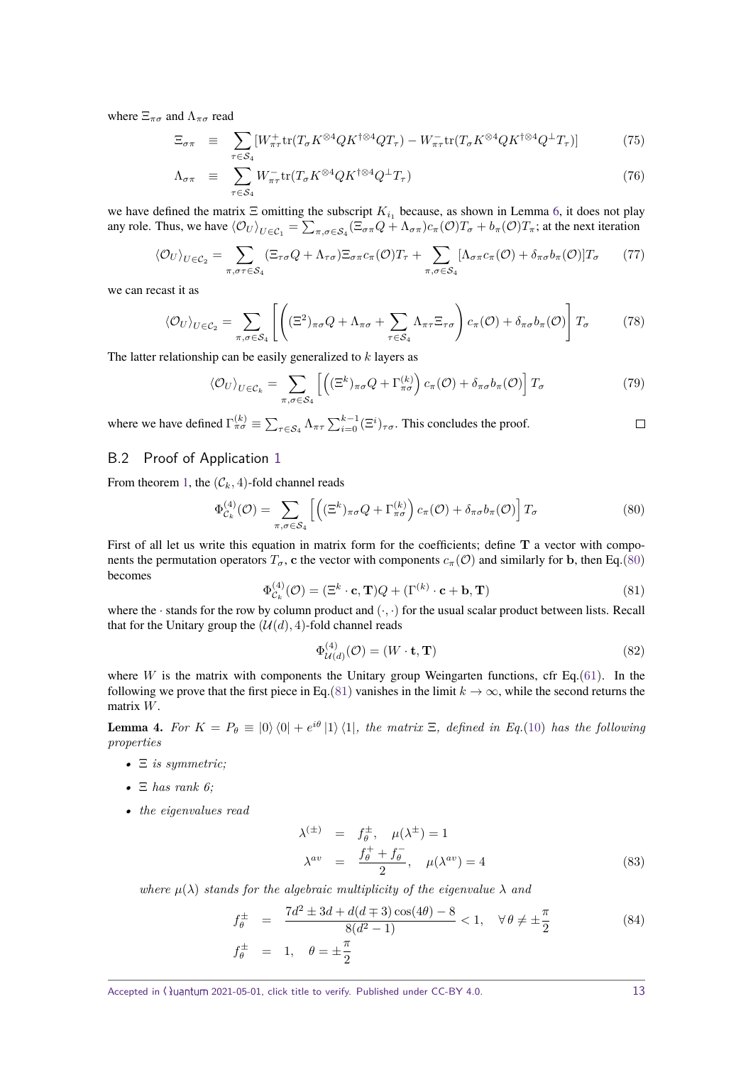where $\Xi_{\pi\sigma}$ and $\Lambda_{\pi\sigma}$ read

$$\Xi_{\sigma\pi} \equiv \sum_{\tau\in\mathcal{S}_4} [W^{+}_{\pi\tau}\mathrm{tr}(T_\sigma K^{\otimes 4} Q K^{\dagger\otimes 4} Q T_\tau) - W^{-}_{\pi\tau}\mathrm{tr}(T_\sigma K^{\otimes 4} Q K^{\dagger\otimes 4} Q^{\perp} T_\tau)] \tag{75}$$

$$\Lambda_{\sigma\pi} \equiv \sum_{\tau\in\mathcal{S}_4} W^{-}_{\pi\tau}\mathrm{tr}(T_\sigma K^{\otimes 4} Q K^{\dagger\otimes 4} Q^{\perp} T_\tau) \tag{76}$$

we have defined the matrix $\Xi$ omitting the subscript $K_{i_1}$ because, as shown in Lemma 6, it does not play any role. Thus, we have $\langle\mathcal{O}_U\rangle_{U\in\mathcal{C}_1} = \sum_{\pi,\sigma\in\mathcal{S}_4}(\Xi_{\sigma\pi}Q + \Lambda_{\sigma\pi})c_\pi(\mathcal{O})T_\sigma + b_\pi(\mathcal{O})T_\pi$; at the next iteration

$$\langle\mathcal{O}_U\rangle_{U\in\mathcal{C}_2} = \sum_{\pi,\sigma\tau\in\mathcal{S}_4}(\Xi_{\tau\sigma}Q + \Lambda_{\tau\sigma})\Xi_{\sigma\pi}c_\pi(\mathcal{O})T_\tau + \sum_{\pi,\sigma\in\mathcal{S}_4}[\Lambda_{\sigma\pi}c_\pi(\mathcal{O}) + \delta_{\pi\sigma}b_\pi(\mathcal{O})]T_\sigma \tag{77}$$

we can recast it as

$$\langle\mathcal{O}_U\rangle_{U\in\mathcal{C}_2} = \sum_{\pi,\sigma\in\mathcal{S}_4}\left[\left((\Xi^2)_{\pi\sigma}Q + \Lambda_{\pi\sigma} + \sum_{\tau\in\mathcal{S}_4}\Lambda_{\pi\tau}\Xi_{\tau\sigma}\right)c_\pi(\mathcal{O}) + \delta_{\pi\sigma}b_\pi(\mathcal{O})\right]T_\sigma \tag{78}$$

The latter relationship can be easily generalized to $k$ layers as

$$\langle\mathcal{O}_U\rangle_{U\in\mathcal{C}_k} = \sum_{\pi,\sigma\in\mathcal{S}_4}\left[\left((\Xi^k)_{\pi\sigma}Q + \Gamma^{(k)}_{\pi\sigma}\right)c_\pi(\mathcal{O}) + \delta_{\pi\sigma}b_\pi(\mathcal{O})\right]T_\sigma \tag{79}$$

where we have defined $\Gamma^{(k)}_{\pi\sigma} \equiv \sum_{\tau\in\mathcal{S}_4}\Lambda_{\pi\tau}\sum_{i=0}^{k-1}(\Xi^i)_{\tau\sigma}$. This concludes the proof. □

## B.2 Proof of Application 1

From theorem 1, the $(\mathcal{C}_k, 4)$-fold channel reads

$$\Phi^{(4)}_{\mathcal{C}_k}(\mathcal{O}) = \sum_{\pi,\sigma\in\mathcal{S}_4}\left[\left((\Xi^k)_{\pi\sigma}Q + \Gamma^{(k)}_{\pi\sigma}\right)c_\pi(\mathcal{O}) + \delta_{\pi\sigma}b_\pi(\mathcal{O})\right]T_\sigma \tag{80}$$

First of all let us write this equation in matrix form for the coefficients; define $\mathbf{T}$ a vector with components the permutation operators $T_\sigma$, $\mathbf{c}$ the vector with components $c_\pi(\mathcal{O})$ and similarly for $\mathbf{b}$, then Eq.(80) becomes

$$\Phi^{(4)}_{\mathcal{C}_k}(\mathcal{O}) = (\Xi^k\cdot\mathbf{c},\mathbf{T})Q + (\Gamma^{(k)}\cdot\mathbf{c} + \mathbf{b},\mathbf{T}) \tag{81}$$

where the $\cdot$ stands for the row by column product and $(\cdot,\cdot)$ for the usual scalar product between lists. Recall that for the Unitary group the $(\mathcal{U}(d), 4)$-fold channel reads

$$\Phi^{(4)}_{\mathcal{U}(d)}(\mathcal{O}) = (W\cdot\mathbf{t},\mathbf{T}) \tag{82}$$

where $W$ is the matrix with components the Unitary group Weingarten functions, cfr Eq.(61). In the following we prove that the first piece in Eq.(81) vanishes in the limit $k\to\infty$, while the second returns the matrix $W$.

**Lemma 4.** *For $K = P_\theta \equiv |0\rangle\langle 0| + e^{i\theta}|1\rangle\langle 1|$, the matrix $\Xi$, defined in Eq.(10) has the following properties*

- *$\Xi$ is symmetric;*
- *$\Xi$ has rank 6;*
- *the eigenvalues read*

$$\begin{aligned}\lambda^{(\pm)} &= f^{\pm}_\theta, \quad \mu(\lambda^{\pm}) = 1\\ \lambda^{av} &= \frac{f^{+}_\theta + f^{-}_\theta}{2}, \quad \mu(\lambda^{av}) = 4\end{aligned} \tag{83}$$

*where $\mu(\lambda)$ stands for the algebraic multiplicity of the eigenvalue $\lambda$ and*

$$\begin{aligned}f^{\pm}_\theta &= \frac{7d^2 \pm 3d + d(d\mp 3)\cos(4\theta) - 8}{8(d^2-1)} < 1, \quad \forall\,\theta \neq \pm\frac{\pi}{2}\\ f^{\pm}_\theta &= 1, \quad \theta = \pm\frac{\pi}{2}\end{aligned} \tag{84}$$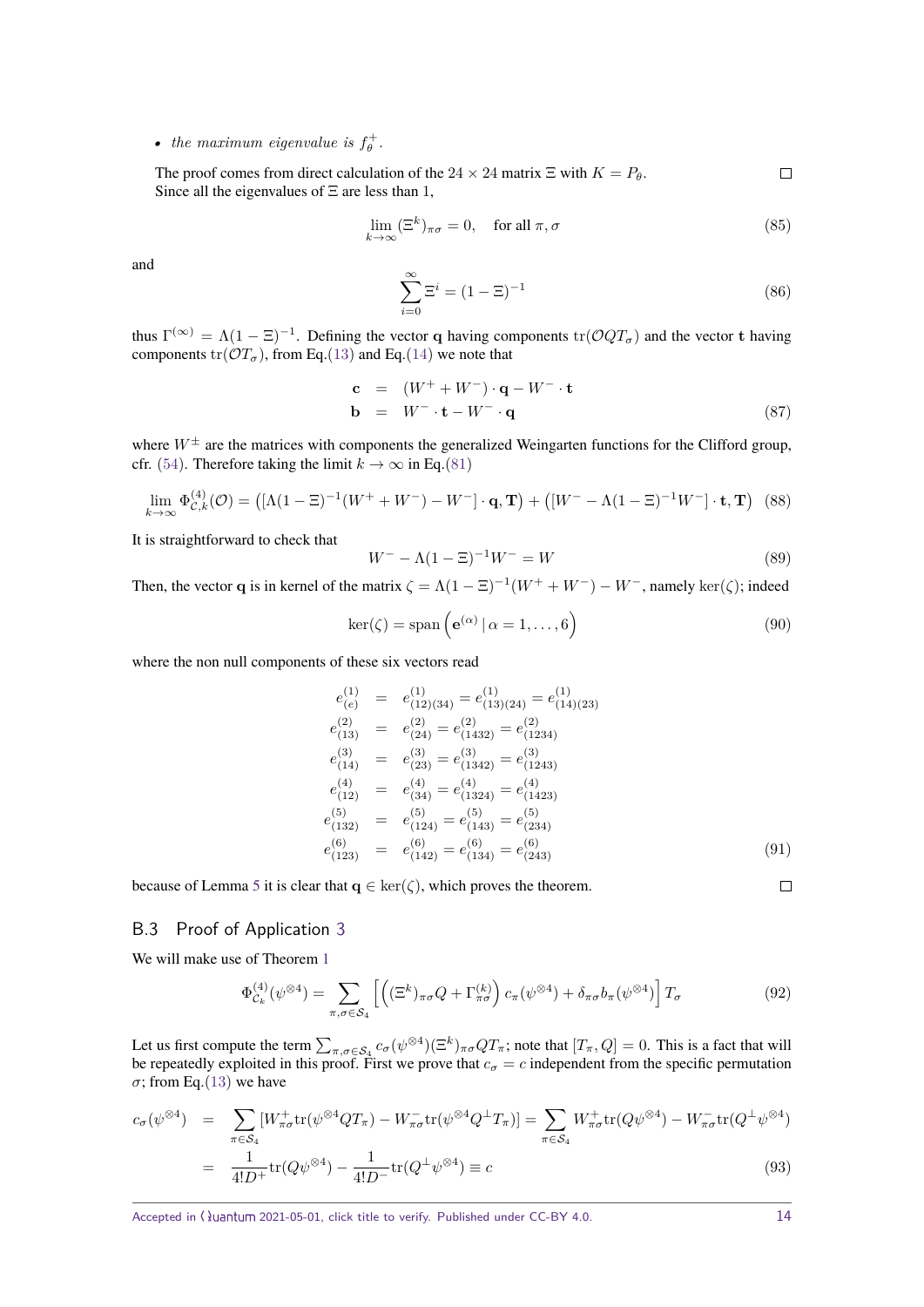- *the maximum eigenvalue is $f_\theta^+$.*

The proof comes from direct calculation of the $24 \times 24$ matrix $\Xi$ with $K = P_\theta$. $\square$

Since all the eigenvalues of $\Xi$ are less than 1,

$$\lim_{k\to\infty} (\Xi^k)_{\pi\sigma} = 0, \quad \text{for all } \pi, \sigma \tag{85}$$

and

$$\sum_{i=0}^{\infty} \Xi^i = (1-\Xi)^{-1} \tag{86}$$

thus $\Gamma^{(\infty)} = \Lambda(1-\Xi)^{-1}$. Defining the vector $\mathbf{q}$ having components $\mathrm{tr}(\mathcal{O}QT_\sigma)$ and the vector $\mathbf{t}$ having components $\mathrm{tr}(\mathcal{O}T_\sigma)$, from Eq.(13) and Eq.(14) we note that

$$\begin{aligned}
\mathbf{c} &= (W^+ + W^-)\cdot \mathbf{q} - W^- \cdot \mathbf{t} \\
\mathbf{b} &= W^- \cdot \mathbf{t} - W^- \cdot \mathbf{q}
\end{aligned} \tag{87}$$

where $W^\pm$ are the matrices with components the generalized Weingarten functions for the Clifford group, cfr. (54). Therefore taking the limit $k \to \infty$ in Eq.(81)

$$\lim_{k\to\infty} \Phi^{(4)}_{\mathcal{C},k}(\mathcal{O}) = \left([\Lambda(1-\Xi)^{-1}(W^+ + W^-) - W^-]\cdot \mathbf{q}, \mathbf{T}\right) + \left([W^- - \Lambda(1-\Xi)^{-1}W^-]\cdot \mathbf{t}, \mathbf{T}\right) \tag{88}$$

It is straightforward to check that

$$W^- - \Lambda(1-\Xi)^{-1}W^- = W \tag{89}$$

Then, the vector $\mathbf{q}$ is in kernel of the matrix $\zeta = \Lambda(1-\Xi)^{-1}(W^+ + W^-) - W^-$, namely $\ker(\zeta)$; indeed

$$\ker(\zeta) = \mathrm{span}\left(\mathbf{e}^{(\alpha)}\,|\,\alpha = 1,\ldots,6\right) \tag{90}$$

where the non null components of these six vectors read

$$\begin{aligned}
e^{(1)}_{(e)} &= e^{(1)}_{(12)(34)} = e^{(1)}_{(13)(24)} = e^{(1)}_{(14)(23)} \\
e^{(2)}_{(13)} &= e^{(2)}_{(24)} = e^{(2)}_{(1432)} = e^{(2)}_{(1234)} \\
e^{(3)}_{(14)} &= e^{(3)}_{(23)} = e^{(3)}_{(1342)} = e^{(3)}_{(1243)} \\
e^{(4)}_{(12)} &= e^{(4)}_{(34)} = e^{(4)}_{(1324)} = e^{(4)}_{(1423)} \\
e^{(5)}_{(132)} &= e^{(5)}_{(124)} = e^{(5)}_{(143)} = e^{(5)}_{(234)} \\
e^{(6)}_{(123)} &= e^{(6)}_{(142)} = e^{(6)}_{(134)} = e^{(6)}_{(243)}
\end{aligned} \tag{91}$$

because of Lemma 5 it is clear that $\mathbf{q} \in \ker(\zeta)$, which proves the theorem. $\square$

## B.3 Proof of Application 3

We will make use of Theorem 1

$$\Phi^{(4)}_{\mathcal{C}_k}(\psi^{\otimes 4}) = \sum_{\pi,\sigma\in\mathcal{S}_4} \left[\left((\Xi^k)_{\pi\sigma} Q + \Gamma^{(k)}_{\pi\sigma}\right) c_\pi(\psi^{\otimes 4}) + \delta_{\pi\sigma} b_\pi(\psi^{\otimes 4})\right] T_\sigma \tag{92}$$

Let us first compute the term $\sum_{\pi,\sigma\in\mathcal{S}_4} c_\sigma(\psi^{\otimes 4})(\Xi^k)_{\pi\sigma} Q T_\pi$; note that $[T_\pi, Q] = 0$. This is a fact that will be repeatedly exploited in this proof. First we prove that $c_\sigma = c$ independent from the specific permutation $\sigma$; from Eq.(13) we have

$$\begin{aligned}
c_\sigma(\psi^{\otimes 4}) &= \sum_{\pi\in\mathcal{S}_4} [W^+_{\pi\sigma}\mathrm{tr}(\psi^{\otimes 4} Q T_\pi) - W^-_{\pi\sigma}\mathrm{tr}(\psi^{\otimes 4} Q^\perp T_\pi)] = \sum_{\pi\in\mathcal{S}_4} W^+_{\pi\sigma}\mathrm{tr}(Q\psi^{\otimes 4}) - W^-_{\pi\sigma}\mathrm{tr}(Q^\perp \psi^{\otimes 4}) \\
&= \frac{1}{4!D^+}\mathrm{tr}(Q\psi^{\otimes 4}) - \frac{1}{4!D^-}\mathrm{tr}(Q^\perp\psi^{\otimes 4}) \equiv c
\end{aligned} \tag{93}$$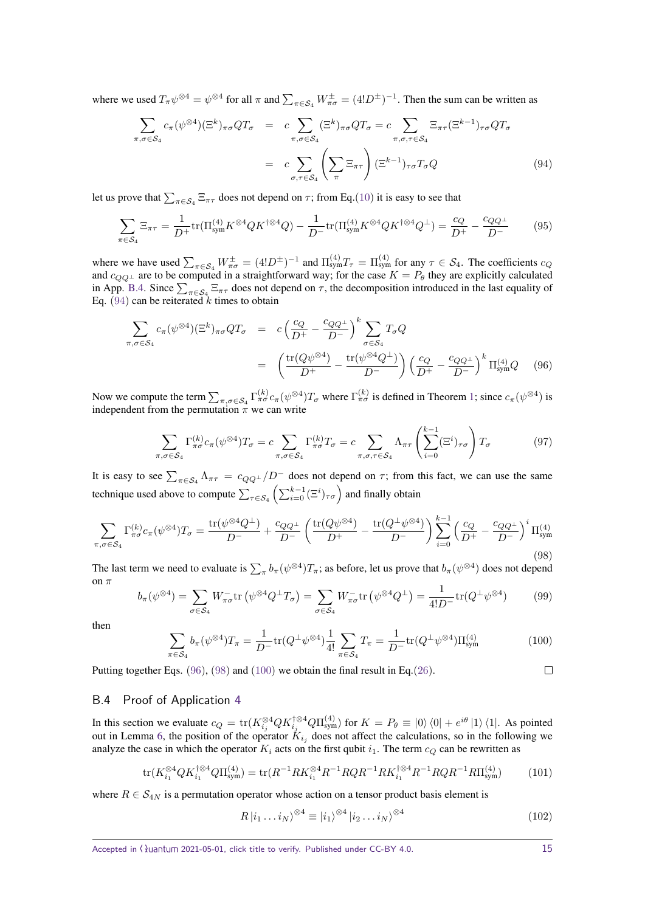where we used $T_\pi \psi^{\otimes 4} = \psi^{\otimes 4}$ for all $\pi$ and $\sum_{\pi \in \mathcal{S}_4} W^{\pm}_{\pi\sigma} = (4! D^{\pm})^{-1}$. Then the sum can be written as

$$
\begin{aligned}
\sum_{\pi,\sigma \in \mathcal{S}_4} c_\pi(\psi^{\otimes 4}) (\Xi^k)_{\pi\sigma} Q T_\sigma &= c \sum_{\pi,\sigma \in \mathcal{S}_4} (\Xi^k)_{\pi\sigma} Q T_\sigma = c \sum_{\pi,\sigma,\tau \in \mathcal{S}_4} \Xi_{\pi\tau} (\Xi^{k-1})_{\tau\sigma} Q T_\sigma \\
&= c \sum_{\sigma,\tau \in \mathcal{S}_4} \left( \sum_{\pi} \Xi_{\pi\tau} \right) (\Xi^{k-1})_{\tau\sigma} T_\sigma Q
\end{aligned} \tag{94}
$$

let us prove that $\sum_{\pi \in \mathcal{S}_4} \Xi_{\pi\tau}$ does not depend on $\tau$; from Eq.(10) it is easy to see that

$$
\sum_{\pi \in \mathcal{S}_4} \Xi_{\pi\tau} = \frac{1}{D^+} \mathrm{tr}(\Pi^{(4)}_{\mathrm{sym}} K^{\otimes 4} Q K^{\dagger \otimes 4} Q) - \frac{1}{D^-} \mathrm{tr}(\Pi^{(4)}_{\mathrm{sym}} K^{\otimes 4} Q K^{\dagger \otimes 4} Q^\perp) = \frac{c_Q}{D^+} - \frac{c_{QQ^\perp}}{D^-} \tag{95}
$$

where we have used $\sum_{\pi \in \mathcal{S}_4} W^{\pm}_{\pi\sigma} = (4! D^{\pm})^{-1}$ and $\Pi^{(4)}_{\mathrm{sym}} T_\tau = \Pi^{(4)}_{\mathrm{sym}}$ for any $\tau \in \mathcal{S}_4$. The coefficients $c_Q$ and $c_{QQ^\perp}$ are to be computed in a straightforward way; for the case $K = P_\theta$ they are explicitly calculated in App. B.4. Since $\sum_{\pi \in \mathcal{S}_4} \Xi_{\pi\tau}$ does not depend on $\tau$, the decomposition introduced in the last equality of Eq. (94) can be reiterated $k$ times to obtain

$$
\begin{aligned}
\sum_{\pi,\sigma \in \mathcal{S}_4} c_\pi(\psi^{\otimes 4}) (\Xi^k)_{\pi\sigma} Q T_\sigma &= c \left( \frac{c_Q}{D^+} - \frac{c_{QQ^\perp}}{D^-} \right)^k \sum_{\sigma \in \mathcal{S}_4} T_\sigma Q \\
&= \left( \frac{\mathrm{tr}(Q \psi^{\otimes 4})}{D^+} - \frac{\mathrm{tr}(\psi^{\otimes 4} Q^\perp)}{D^-} \right) \left( \frac{c_Q}{D^+} - \frac{c_{QQ^\perp}}{D^-} \right)^k \Pi^{(4)}_{\mathrm{sym}} Q
\end{aligned} \tag{96}
$$

Now we compute the term $\sum_{\pi,\sigma \in \mathcal{S}_4} \Gamma^{(k)}_{\pi\sigma} c_\pi(\psi^{\otimes 4}) T_\sigma$ where $\Gamma^{(k)}_{\pi\sigma}$ is defined in Theorem 1; since $c_\pi(\psi^{\otimes 4})$ is independent from the permutation $\pi$ we can write

$$
\sum_{\pi,\sigma \in \mathcal{S}_4} \Gamma^{(k)}_{\pi\sigma} c_\pi(\psi^{\otimes 4}) T_\sigma = c \sum_{\pi,\sigma \in \mathcal{S}_4} \Gamma^{(k)}_{\pi\sigma} T_\sigma = c \sum_{\pi,\sigma,\tau \in \mathcal{S}_4} \Lambda_{\pi\tau} \left( \sum_{i=0}^{k-1} (\Xi^i)_{\tau\sigma} \right) T_\sigma \tag{97}
$$

It is easy to see $\sum_{\pi \in \mathcal{S}_4} \Lambda_{\pi\tau} = c_{QQ^\perp}/D^-$ does not depend on $\tau$; from this fact, we can use the same technique used above to compute $\sum_{\tau \in \mathcal{S}_4} \left( \sum_{i=0}^{k-1} (\Xi^i)_{\tau\sigma} \right)$ and finally obtain

$$
\sum_{\pi,\sigma \in \mathcal{S}_4} \Gamma^{(k)}_{\pi\sigma} c_\pi(\psi^{\otimes 4}) T_\sigma = \frac{\mathrm{tr}(\psi^{\otimes 4} Q^\perp)}{D^-} + \frac{c_{QQ^\perp}}{D^-} \left( \frac{\mathrm{tr}(Q \psi^{\otimes 4})}{D^+} - \frac{\mathrm{tr}(Q^\perp \psi^{\otimes 4})}{D^-} \right) \sum_{i=0}^{k-1} \left( \frac{c_Q}{D^+} - \frac{c_{QQ^\perp}}{D^-} \right)^i \Pi^{(4)}_{\mathrm{sym}} \tag{98}
$$

The last term we need to evaluate is $\sum_\pi b_\pi(\psi^{\otimes 4}) T_\pi$; as before, let us prove that $b_\pi(\psi^{\otimes 4})$ does not depend on $\pi$

$$
b_\pi(\psi^{\otimes 4}) = \sum_{\sigma \in \mathcal{S}_4} W^-_{\pi\sigma} \mathrm{tr}\left( \psi^{\otimes 4} Q^\perp T_\sigma \right) = \sum_{\sigma \in \mathcal{S}_4} W^-_{\pi\sigma} \mathrm{tr}\left( \psi^{\otimes 4} Q^\perp \right) = \frac{1}{4! D^-} \mathrm{tr}(Q^\perp \psi^{\otimes 4}) \tag{99}
$$

then

$$
\sum_{\pi \in \mathcal{S}_4} b_\pi(\psi^{\otimes 4}) T_\pi = \frac{1}{D^-} \mathrm{tr}(Q^\perp \psi^{\otimes 4}) \frac{1}{4!} \sum_{\pi \in \mathcal{S}_4} T_\pi = \frac{1}{D^-} \mathrm{tr}(Q^\perp \psi^{\otimes 4}) \Pi^{(4)}_{\mathrm{sym}} \tag{100}
$$

Putting together Eqs. (96), (98) and (100) we obtain the final result in Eq.(26). □

## B.4 Proof of Application 4

In this section we evaluate $c_Q = \mathrm{tr}(K_{i_j}^{\otimes 4} Q K_{i_j}^{\dagger \otimes 4} Q \Pi^{(4)}_{\mathrm{sym}})$ for $K = P_\theta \equiv |0\rangle\langle 0| + e^{i\theta} |1\rangle\langle 1|$. As pointed out in Lemma 6, the position of the operator $K_{i_j}$ does not affect the calculations, so in the following we analyze the case in which the operator $K_i$ acts on the first qubit $i_1$. The term $c_Q$ can be rewritten as

$$
\mathrm{tr}(K_{i_1}^{\otimes 4} Q K_{i_1}^{\dagger \otimes 4} Q \Pi^{(4)}_{\mathrm{sym}}) = \mathrm{tr}(R^{-1} R K_{i_1}^{\otimes 4} R^{-1} R Q R^{-1} R K_{i_1}^{\dagger \otimes 4} R^{-1} R Q R^{-1} R \Pi^{(4)}_{\mathrm{sym}}) \tag{101}
$$

where $R \in \mathcal{S}_{4N}$ is a permutation operator whose action on a tensor product basis element is

$$
R \, |i_1 \ldots i_N\rangle^{\otimes 4} \equiv |i_1\rangle^{\otimes 4} |i_2 \ldots i_N\rangle^{\otimes 4} \tag{102}
$$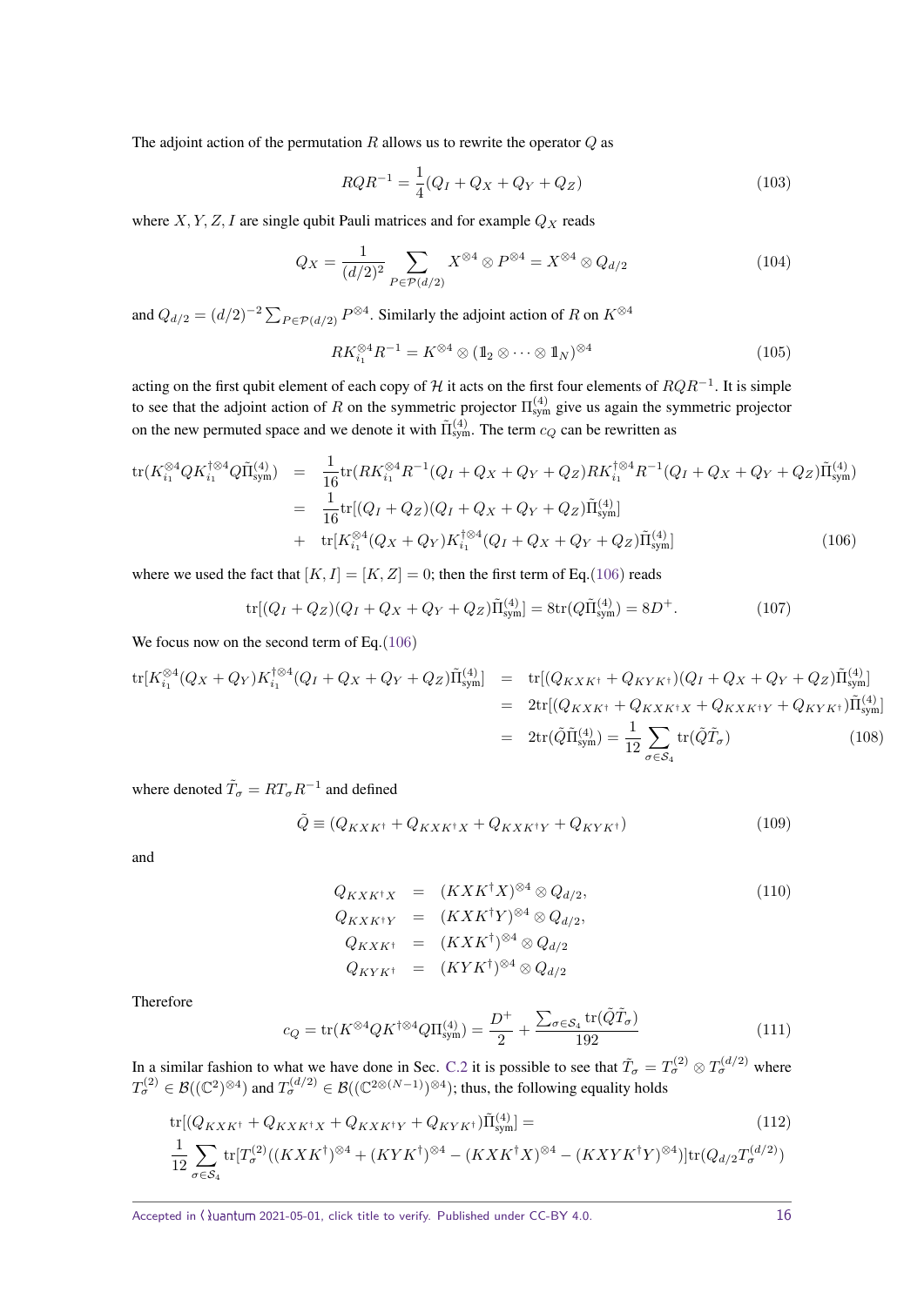The adjoint action of the permutation $R$ allows us to rewrite the operator $Q$ as

$$RQR^{-1} = \frac{1}{4}(Q_I + Q_X + Q_Y + Q_Z) \tag{103}$$

where $X, Y, Z, I$ are single qubit Pauli matrices and for example $Q_X$ reads

$$Q_X = \frac{1}{(d/2)^2} \sum_{P \in \mathcal{P}(d/2)} X^{\otimes 4} \otimes P^{\otimes 4} = X^{\otimes 4} \otimes Q_{d/2} \tag{104}$$

and $Q_{d/2} = (d/2)^{-2} \sum_{P \in \mathcal{P}(d/2)} P^{\otimes 4}$. Similarly the adjoint action of $R$ on $K^{\otimes 4}$

$$RK_{i_1}^{\otimes 4} R^{-1} = K^{\otimes 4} \otimes (\mathbb{1}_2 \otimes \cdots \otimes \mathbb{1}_N)^{\otimes 4} \tag{105}$$

acting on the first qubit element of each copy of $\mathcal{H}$ it acts on the first four elements of $RQR^{-1}$. It is simple to see that the adjoint action of $R$ on the symmetric projector $\Pi_{\text{sym}}^{(4)}$ give us again the symmetric projector on the new permuted space and we denote it with $\tilde{\Pi}_{\text{sym}}^{(4)}$. The term $c_Q$ can be rewritten as

$$\begin{aligned}
\mathrm{tr}(K_{i_1}^{\otimes 4} Q K_{i_1}^{\dagger \otimes 4} Q \tilde{\Pi}_{\text{sym}}^{(4)}) &= \frac{1}{16} \mathrm{tr}(RK_{i_1}^{\otimes 4} R^{-1} (Q_I + Q_X + Q_Y + Q_Z) RK_{i_1}^{\dagger \otimes 4} R^{-1} (Q_I + Q_X + Q_Y + Q_Z) \tilde{\Pi}_{\text{sym}}^{(4)}) \\
&= \frac{1}{16} \mathrm{tr}[(Q_I + Q_Z)(Q_I + Q_X + Q_Y + Q_Z) \tilde{\Pi}_{\text{sym}}^{(4)}] \\
&+ \mathrm{tr}[K_{i_1}^{\otimes 4} (Q_X + Q_Y) K_{i_1}^{\dagger \otimes 4} (Q_I + Q_X + Q_Y + Q_Z) \tilde{\Pi}_{\text{sym}}^{(4)}]
\end{aligned} \tag{106}$$

where we used the fact that $[K, I] = [K, Z] = 0$; then the first term of Eq.(106) reads

$$\mathrm{tr}[(Q_I + Q_Z)(Q_I + Q_X + Q_Y + Q_Z) \tilde{\Pi}_{\text{sym}}^{(4)}] = 8 \mathrm{tr}(Q \tilde{\Pi}_{\text{sym}}^{(4)}) = 8 D^+. \tag{107}$$

We focus now on the second term of Eq.(106)

$$\begin{aligned}
\mathrm{tr}[K_{i_1}^{\otimes 4} (Q_X + Q_Y) K_{i_1}^{\dagger \otimes 4} (Q_I + Q_X + Q_Y + Q_Z) \tilde{\Pi}_{\text{sym}}^{(4)}] &= \mathrm{tr}[(Q_{KXK^\dagger} + Q_{KYK^\dagger})(Q_I + Q_X + Q_Y + Q_Z) \tilde{\Pi}_{\text{sym}}^{(4)}] \\
&= 2 \mathrm{tr}[(Q_{KXK^\dagger} + Q_{KXK^\dagger X} + Q_{KXK^\dagger Y} + Q_{KYK^\dagger}) \tilde{\Pi}_{\text{sym}}^{(4)}] \\
&= 2 \mathrm{tr}(\tilde{Q} \tilde{\Pi}_{\text{sym}}^{(4)}) = \frac{1}{12} \sum_{\sigma \in \mathcal{S}_4} \mathrm{tr}(\tilde{Q} \tilde{T}_\sigma)
\end{aligned} \tag{108}$$

where denoted $\tilde{T}_\sigma = R T_\sigma R^{-1}$ and defined

$$\tilde{Q} \equiv (Q_{KXK^\dagger} + Q_{KXK^\dagger X} + Q_{KXK^\dagger Y} + Q_{KYK^\dagger}) \tag{109}$$

and

$$\begin{aligned}
Q_{KXK^\dagger X} &= (KXK^\dagger X)^{\otimes 4} \otimes Q_{d/2}, \\
Q_{KXK^\dagger Y} &= (KXK^\dagger Y)^{\otimes 4} \otimes Q_{d/2}, \\
Q_{KXK^\dagger} &= (KXK^\dagger)^{\otimes 4} \otimes Q_{d/2} \\
Q_{KYK^\dagger} &= (KYK^\dagger)^{\otimes 4} \otimes Q_{d/2}
\end{aligned} \tag{110}$$

Therefore

$$c_Q = \mathrm{tr}(K^{\otimes 4} Q K^{\dagger \otimes 4} Q \Pi_{\text{sym}}^{(4)}) = \frac{D^+}{2} + \frac{\sum_{\sigma \in \mathcal{S}_4} \mathrm{tr}(\tilde{Q} \tilde{T}_\sigma)}{192} \tag{111}$$

In a similar fashion to what we have done in Sec. C.2 it is possible to see that $\tilde{T}_\sigma = T_\sigma^{(2)} \otimes T_\sigma^{(d/2)}$ where $T_\sigma^{(2)} \in \mathcal{B}((\mathbb{C}^2)^{\otimes 4})$ and $T_\sigma^{(d/2)} \in \mathcal{B}((\mathbb{C}^{2 \otimes (N-1)})^{\otimes 4})$; thus, the following equality holds

$$\begin{aligned}
&\mathrm{tr}[(Q_{KXK^\dagger} + Q_{KXK^\dagger X} + Q_{KXK^\dagger Y} + Q_{KYK^\dagger}) \tilde{\Pi}_{\text{sym}}^{(4)}] = \\
&\frac{1}{12} \sum_{\sigma \in \mathcal{S}_4} \mathrm{tr}[T_\sigma^{(2)} ((KXK^\dagger)^{\otimes 4} + (KYK^\dagger)^{\otimes 4} - (KXK^\dagger X)^{\otimes 4} - (KXYK^\dagger Y)^{\otimes 4})] \mathrm{tr}(Q_{d/2} T_\sigma^{(d/2)})
\end{aligned} \tag{112}$$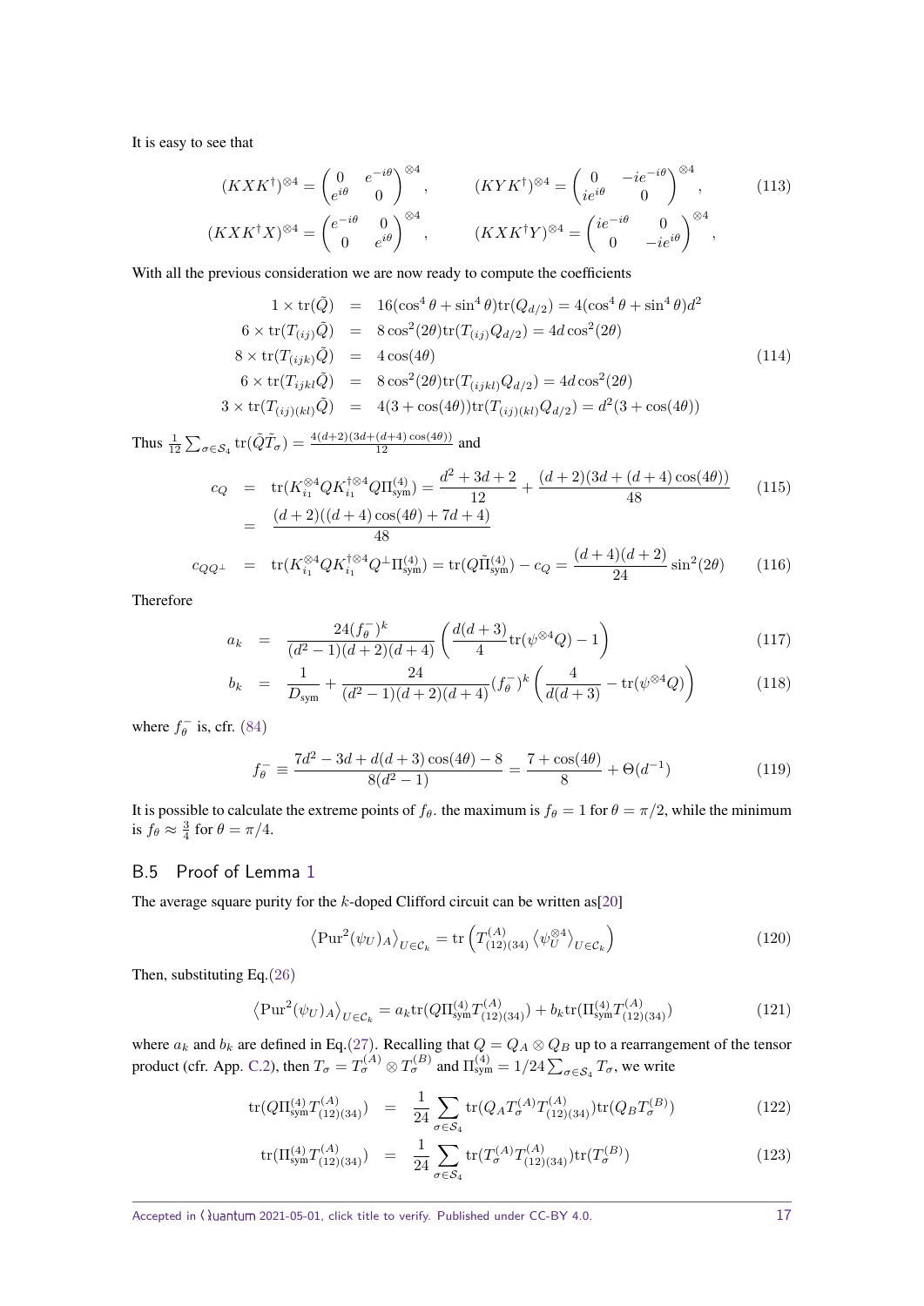It is easy to see that

$$
(KXK^\dagger)^{\otimes 4} = \begin{pmatrix} 0 & e^{-i\theta} \\ e^{i\theta} & 0 \end{pmatrix}^{\otimes 4}, \qquad (KYK^\dagger)^{\otimes 4} = \begin{pmatrix} 0 & -ie^{-i\theta} \\ ie^{i\theta} & 0 \end{pmatrix}^{\otimes 4}, \tag{113}
$$

$$
(KXK^\dagger X)^{\otimes 4} = \begin{pmatrix} e^{-i\theta} & 0 \\ 0 & e^{i\theta} \end{pmatrix}^{\otimes 4}, \qquad (KXK^\dagger Y)^{\otimes 4} = \begin{pmatrix} ie^{-i\theta} & 0 \\ 0 & -ie^{i\theta} \end{pmatrix}^{\otimes 4},
$$

With all the previous consideration we are now ready to compute the coefficients

$$
\begin{aligned}
1 \times \mathrm{tr}(\tilde{Q}) &= 16(\cos^4\theta + \sin^4\theta)\mathrm{tr}(Q_{d/2}) = 4(\cos^4\theta + \sin^4\theta)d^2 \\
6 \times \mathrm{tr}(T_{(ij)}\tilde{Q}) &= 8\cos^2(2\theta)\mathrm{tr}(T_{(ij)}Q_{d/2}) = 4d\cos^2(2\theta) \\
8 \times \mathrm{tr}(T_{(ijk)}\tilde{Q}) &= 4\cos(4\theta) \\
6 \times \mathrm{tr}(T_{ijkl}\tilde{Q}) &= 8\cos^2(2\theta)\mathrm{tr}(T_{(ijkl)}Q_{d/2}) = 4d\cos^2(2\theta) \\
3 \times \mathrm{tr}(T_{(ij)(kl)}\tilde{Q}) &= 4(3+\cos(4\theta))\mathrm{tr}(T_{(ij)(kl)}Q_{d/2}) = d^2(3+\cos(4\theta))
\end{aligned} \tag{114}
$$

Thus $\frac{1}{12}\sum_{\sigma\in\mathcal{S}_4}\mathrm{tr}(\tilde{Q}\tilde{T}_\sigma) = \frac{4(d+2)(3d+(d+4)\cos(4\theta))}{12}$ and

$$
\begin{aligned}
c_Q &= \mathrm{tr}(K_{i_1}^{\otimes 4}QK_{i_1}^{\dagger\otimes 4}Q\Pi_{\mathrm{sym}}^{(4)}) = \frac{d^2+3d+2}{12} + \frac{(d+2)(3d+(d+4)\cos(4\theta))}{48} \\
&= \frac{(d+2)((d+4)\cos(4\theta)+7d+4)}{48}
\end{aligned} \tag{115}
$$

$$
c_{QQ^\perp} = \mathrm{tr}(K_{i_1}^{\otimes 4}QK_{i_1}^{\dagger\otimes 4}Q^\perp\Pi_{\mathrm{sym}}^{(4)}) = \mathrm{tr}(Q\tilde{\Pi}_{\mathrm{sym}}^{(4)}) - c_Q = \frac{(d+4)(d+2)}{24}\sin^2(2\theta) \tag{116}
$$

Therefore

$$
a_k = \frac{24(f_\theta^-)^k}{(d^2-1)(d+2)(d+4)}\left(\frac{d(d+3)}{4}\mathrm{tr}(\psi^{\otimes 4}Q) - 1\right) \tag{117}
$$

$$
b_k = \frac{1}{D_{\mathrm{sym}}} + \frac{24}{(d^2-1)(d+2)(d+4)}(f_\theta^-)^k\left(\frac{4}{d(d+3)} - \mathrm{tr}(\psi^{\otimes 4}Q)\right) \tag{118}
$$

where $f_\theta^-$ is, cfr. (84)

$$
f_\theta^- \equiv \frac{7d^2 - 3d + d(d+3)\cos(4\theta) - 8}{8(d^2-1)} = \frac{7+\cos(4\theta)}{8} + \Theta(d^{-1}) \tag{119}
$$

It is possible to calculate the extreme points of $f_\theta$. the maximum is $f_\theta = 1$ for $\theta = \pi/2$, while the minimum is $f_\theta \approx \frac{3}{4}$ for $\theta = \pi/4$.

## B.5 Proof of Lemma 1

The average square purity for the $k$-doped Clifford circuit can be written as[20]

$$
\left\langle \mathrm{Pur}^2(\psi_U)_A \right\rangle_{U\in\mathcal{C}_k} = \mathrm{tr}\left(T_{(12)(34)}^{(A)} \left\langle \psi_U^{\otimes 4} \right\rangle_{U\in\mathcal{C}_k}\right) \tag{120}
$$

Then, substituting Eq.(26)

$$
\left\langle \mathrm{Pur}^2(\psi_U)_A \right\rangle_{U\in\mathcal{C}_k} = a_k \mathrm{tr}(Q\Pi_{\mathrm{sym}}^{(4)}T_{(12)(34)}^{(A)}) + b_k\mathrm{tr}(\Pi_{\mathrm{sym}}^{(4)}T_{(12)(34)}^{(A)}) \tag{121}
$$

where $a_k$ and $b_k$ are defined in Eq.(27). Recalling that $Q = Q_A \otimes Q_B$ up to a rearrangement of the tensor product (cfr. App. C.2), then $T_\sigma = T_\sigma^{(A)} \otimes T_\sigma^{(B)}$ and $\Pi_{\mathrm{sym}}^{(4)} = 1/24\sum_{\sigma\in\mathcal{S}_4} T_\sigma$, we write

$$
\mathrm{tr}(Q\Pi_{\mathrm{sym}}^{(4)}T_{(12)(34)}^{(A)}) = \frac{1}{24}\sum_{\sigma\in\mathcal{S}_4}\mathrm{tr}(Q_A T_\sigma^{(A)}T_{(12)(34)}^{(A)})\mathrm{tr}(Q_B T_\sigma^{(B)}) \tag{122}
$$

$$
\mathrm{tr}(\Pi_{\mathrm{sym}}^{(4)}T_{(12)(34)}^{(A)}) = \frac{1}{24}\sum_{\sigma\in\mathcal{S}_4}\mathrm{tr}(T_\sigma^{(A)}T_{(12)(34)}^{(A)})\mathrm{tr}(T_\sigma^{(B)}) \tag{123}
$$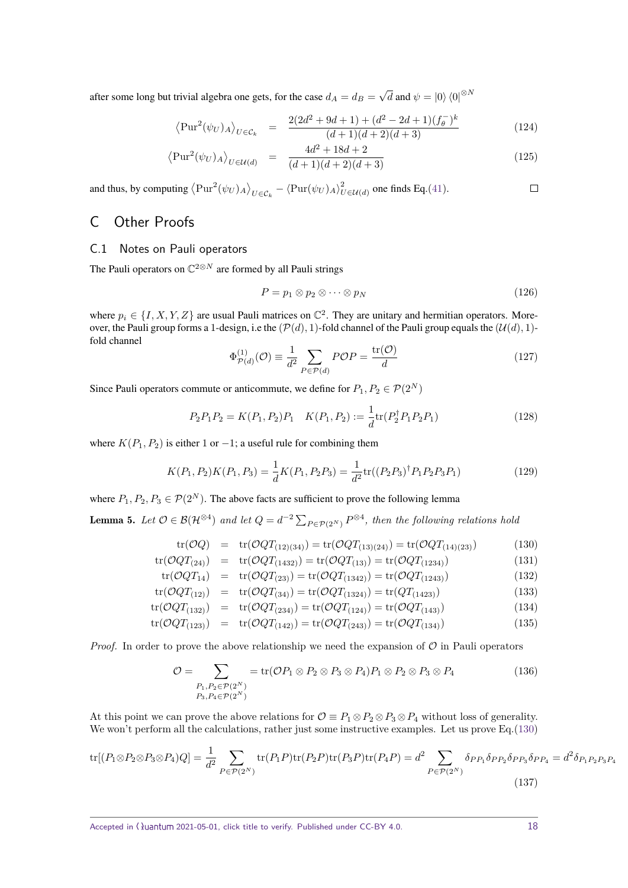after some long but trivial algebra one gets, for the case $d_A = d_B = \sqrt{d}$ and $\psi = |0\rangle\langle 0|^{\otimes N}$

$$\left\langle \mathrm{Pur}^2(\psi_U)_A \right\rangle_{U\in\mathcal{C}_k} = \frac{2(2d^2+9d+1)+(d^2-2d+1)(f_\theta^-)^k}{(d+1)(d+2)(d+3)} \tag{124}$$

$$\left\langle \mathrm{Pur}^2(\psi_U)_A \right\rangle_{U\in\mathcal{U}(d)} = \frac{4d^2+18d+2}{(d+1)(d+2)(d+3)} \tag{125}$$

and thus, by computing $\left\langle \mathrm{Pur}^2(\psi_U)_A \right\rangle_{U\in\mathcal{C}_k} - \left\langle \mathrm{Pur}(\psi_U)_A \right\rangle^2_{U\in\mathcal{U}(d)}$ one finds Eq.(41). $\square$

# C Other Proofs

## C.1 Notes on Pauli operators

The Pauli operators on $\mathbb{C}^{2\otimes N}$ are formed by all Pauli strings

$$P = p_1 \otimes p_2 \otimes \cdots \otimes p_N \tag{126}$$

where $p_i \in \{I, X, Y, Z\}$ are usual Pauli matrices on $\mathbb{C}^2$. They are unitary and hermitian operators. Moreover, the Pauli group forms a 1-design, i.e the $(\mathcal{P}(d), 1)$-fold channel of the Pauli group equals the $(\mathcal{U}(d), 1)$-fold channel

$$\Phi^{(1)}_{\mathcal{P}(d)}(\mathcal{O}) \equiv \frac{1}{d^2}\sum_{P\in\mathcal{P}(d)} P\mathcal{O}P = \frac{\mathrm{tr}(\mathcal{O})}{d} \tag{127}$$

Since Pauli operators commute or anticommute, we define for $P_1, P_2 \in \mathcal{P}(2^N)$

$$P_2P_1P_2 = K(P_1,P_2)P_1 \quad K(P_1,P_2) := \frac{1}{d}\mathrm{tr}(P_2^\dagger P_1 P_2 P_1) \tag{128}$$

where $K(P_1,P_2)$ is either 1 or $-1$; a useful rule for combining them

$$K(P_1,P_2)K(P_1,P_3) = \frac{1}{d}K(P_1,P_2P_3) = \frac{1}{d^2}\mathrm{tr}((P_2P_3)^\dagger P_1P_2P_3P_1) \tag{129}$$

where $P_1, P_2, P_3 \in \mathcal{P}(2^N)$. The above facts are sufficient to prove the following lemma

**Lemma 5.** *Let $\mathcal{O} \in \mathcal{B}(\mathcal{H}^{\otimes 4})$ and let $Q = d^{-2}\sum_{P\in\mathcal{P}(2^N)} P^{\otimes 4}$, then the following relations hold*

$$\mathrm{tr}(\mathcal{O}Q) = \mathrm{tr}(\mathcal{O}QT_{(12)(34)}) = \mathrm{tr}(\mathcal{O}QT_{(13)(24)}) = \mathrm{tr}(\mathcal{O}QT_{(14)(23)}) \tag{130}$$

$$\mathrm{tr}(\mathcal{O}QT_{(24)}) = \mathrm{tr}(\mathcal{O}QT_{(1432)}) = \mathrm{tr}(\mathcal{O}QT_{(13)}) = \mathrm{tr}(\mathcal{O}QT_{(1234)}) \tag{131}$$

$$\mathrm{tr}(\mathcal{O}QT_{14}) = \mathrm{tr}(\mathcal{O}QT_{(23)}) = \mathrm{tr}(\mathcal{O}QT_{(1342)}) = \mathrm{tr}(\mathcal{O}QT_{(1243)}) \tag{132}$$

$$\mathrm{tr}(\mathcal{O}QT_{(12)}) = \mathrm{tr}(\mathcal{O}QT_{(34)}) = \mathrm{tr}(\mathcal{O}QT_{(1324)}) = \mathrm{tr}(QT_{(1423)}) \tag{133}$$

$$\mathrm{tr}(\mathcal{O}QT_{(132)}) = \mathrm{tr}(\mathcal{O}QT_{(234)}) = \mathrm{tr}(\mathcal{O}QT_{(124)}) = \mathrm{tr}(\mathcal{O}QT_{(143)}) \tag{134}$$

$$\mathrm{tr}(\mathcal{O}QT_{(123)}) = \mathrm{tr}(\mathcal{O}QT_{(142)}) = \mathrm{tr}(\mathcal{O}QT_{(243)}) = \mathrm{tr}(\mathcal{O}QT_{(134)}) \tag{135}$$

*Proof.* In order to prove the above relationship we need the expansion of $\mathcal{O}$ in Pauli operators

$$\mathcal{O} = \sum_{\substack{P_1,P_2\in\mathcal{P}(2^N)\\ P_3,P_4\in\mathcal{P}(2^N)}} = \mathrm{tr}(\mathcal{O}P_1\otimes P_2\otimes P_3\otimes P_4)P_1\otimes P_2\otimes P_3\otimes P_4 \tag{136}$$

At this point we can prove the above relations for $\mathcal{O} \equiv P_1\otimes P_2\otimes P_3\otimes P_4$ without loss of generality. We won't perform all the calculations, rather just some instructive examples. Let us prove Eq.(130)

$$\mathrm{tr}[(P_1\otimes P_2\otimes P_3\otimes P_4)Q] = \frac{1}{d^2}\sum_{P\in\mathcal{P}(2^N)}\mathrm{tr}(P_1P)\mathrm{tr}(P_2P)\mathrm{tr}(P_3P)\mathrm{tr}(P_4P) = d^2\sum_{P\in\mathcal{P}(2^N)}\delta_{PP_1}\delta_{PP_2}\delta_{PP_3}\delta_{PP_4} = d^2\delta_{P_1P_2P_3P_4} \tag{137}$$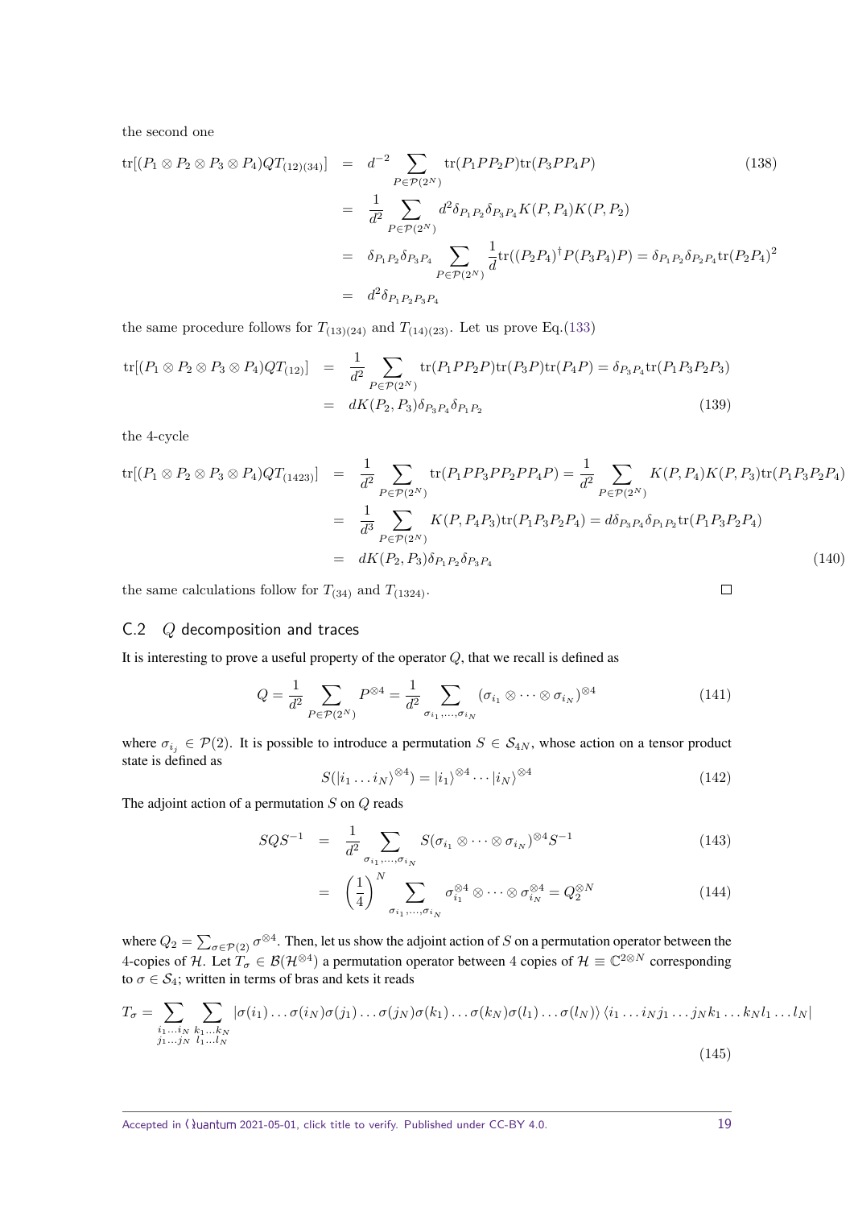the second one

$$
\begin{aligned}
\mathrm{tr}[(P_1 \otimes P_2 \otimes P_3 \otimes P_4) Q T_{(12)(34)}] &= d^{-2} \sum_{P \in \mathcal{P}(2^N)} \mathrm{tr}(P_1 P P_2 P) \mathrm{tr}(P_3 P P_4 P) \\
&= \frac{1}{d^2} \sum_{P \in \mathcal{P}(2^N)} d^2 \delta_{P_1 P_2} \delta_{P_3 P_4} K(P, P_4) K(P, P_2) \\
&= \delta_{P_1 P_2} \delta_{P_3 P_4} \sum_{P \in \mathcal{P}(2^N)} \frac{1}{d} \mathrm{tr}((P_2 P_4)^\dagger P (P_3 P_4) P) = \delta_{P_1 P_2} \delta_{P_2 P_4} \mathrm{tr}(P_2 P_4)^2 \\
&= d^2 \delta_{P_1 P_2 P_3 P_4}
\end{aligned} \tag{138}
$$

the same procedure follows for $T_{(13)(24)}$ and $T_{(14)(23)}$. Let us prove Eq.(133)

$$
\begin{aligned}
\mathrm{tr}[(P_1 \otimes P_2 \otimes P_3 \otimes P_4) Q T_{(12)}] &= \frac{1}{d^2} \sum_{P \in \mathcal{P}(2^N)} \mathrm{tr}(P_1 P P_2 P) \mathrm{tr}(P_3 P) \mathrm{tr}(P_4 P) = \delta_{P_3 P_4} \mathrm{tr}(P_1 P_3 P_2 P_3) \\
&= d K(P_2, P_3) \delta_{P_3 P_4} \delta_{P_1 P_2}
\end{aligned} \tag{139}
$$

the 4-cycle

$$
\begin{aligned}
\mathrm{tr}[(P_1 \otimes P_2 \otimes P_3 \otimes P_4) Q T_{(1423)}] &= \frac{1}{d^2} \sum_{P \in \mathcal{P}(2^N)} \mathrm{tr}(P_1 P P_3 P P_2 P P_4 P) = \frac{1}{d^2} \sum_{P \in \mathcal{P}(2^N)} K(P, P_4) K(P, P_3) \mathrm{tr}(P_1 P_3 P_2 P_4) \\
&= \frac{1}{d^3} \sum_{P \in \mathcal{P}(2^N)} K(P, P_4 P_3) \mathrm{tr}(P_1 P_3 P_2 P_4) = d \delta_{P_3 P_4} \delta_{P_1 P_2} \mathrm{tr}(P_1 P_3 P_2 P_4) \\
&= d K(P_2, P_3) \delta_{P_1 P_2} \delta_{P_3 P_4}
\end{aligned} \tag{140}
$$

the same calculations follow for $T_{(34)}$ and $T_{(1324)}$. □

## C.2 $Q$ decomposition and traces

It is interesting to prove a useful property of the operator $Q$, that we recall is defined as

$$
Q = \frac{1}{d^2} \sum_{P \in \mathcal{P}(2^N)} P^{\otimes 4} = \frac{1}{d^2} \sum_{\sigma_{i_1}, \dots, \sigma_{i_N}} (\sigma_{i_1} \otimes \dots \otimes \sigma_{i_N})^{\otimes 4} \tag{141}
$$

where $\sigma_{i_j} \in \mathcal{P}(2)$. It is possible to introduce a permutation $S \in \mathcal{S}_{4N}$, whose action on a tensor product state is defined as

$$
S(|i_1 \dots i_N\rangle^{\otimes 4}) = |i_1\rangle^{\otimes 4} \cdots |i_N\rangle^{\otimes 4} \tag{142}
$$

The adjoint action of a permutation $S$ on $Q$ reads

$$
\begin{aligned}
S Q S^{-1} &= \frac{1}{d^2} \sum_{\sigma_{i_1}, \dots, \sigma_{i_N}} S(\sigma_{i_1} \otimes \dots \otimes \sigma_{i_N})^{\otimes 4} S^{-1} \\
&= \left(\frac{1}{4}\right)^N \sum_{\sigma_{i_1}, \dots, \sigma_{i_N}} \sigma_{i_1}^{\otimes 4} \otimes \dots \otimes \sigma_{i_N}^{\otimes 4} = Q_2^{\otimes N}
\end{aligned} \tag{143, 144}
$$

where $Q_2 = \sum_{\sigma \in \mathcal{P}(2)} \sigma^{\otimes 4}$. Then, let us show the adjoint action of $S$ on a permutation operator between the 4-copies of $\mathcal{H}$. Let $T_\sigma \in \mathcal{B}(\mathcal{H}^{\otimes 4})$ a permutation operator between 4 copies of $\mathcal{H} \equiv \mathbb{C}^{2 \otimes N}$ corresponding to $\sigma \in \mathcal{S}_4$; written in terms of bras and kets it reads

$$
T_\sigma = \sum_{\substack{i_1 \dots i_N \\ j_1 \dots j_N}} \sum_{\substack{k_1 \dots k_N \\ l_1 \dots l_N}} |\sigma(i_1) \dots \sigma(i_N) \sigma(j_1) \dots \sigma(j_N) \sigma(k_1) \dots \sigma(k_N) \sigma(l_1) \dots \sigma(l_N)\rangle \langle i_1 \dots i_N j_1 \dots j_N k_1 \dots k_N l_1 \dots l_N| \tag{145}
$$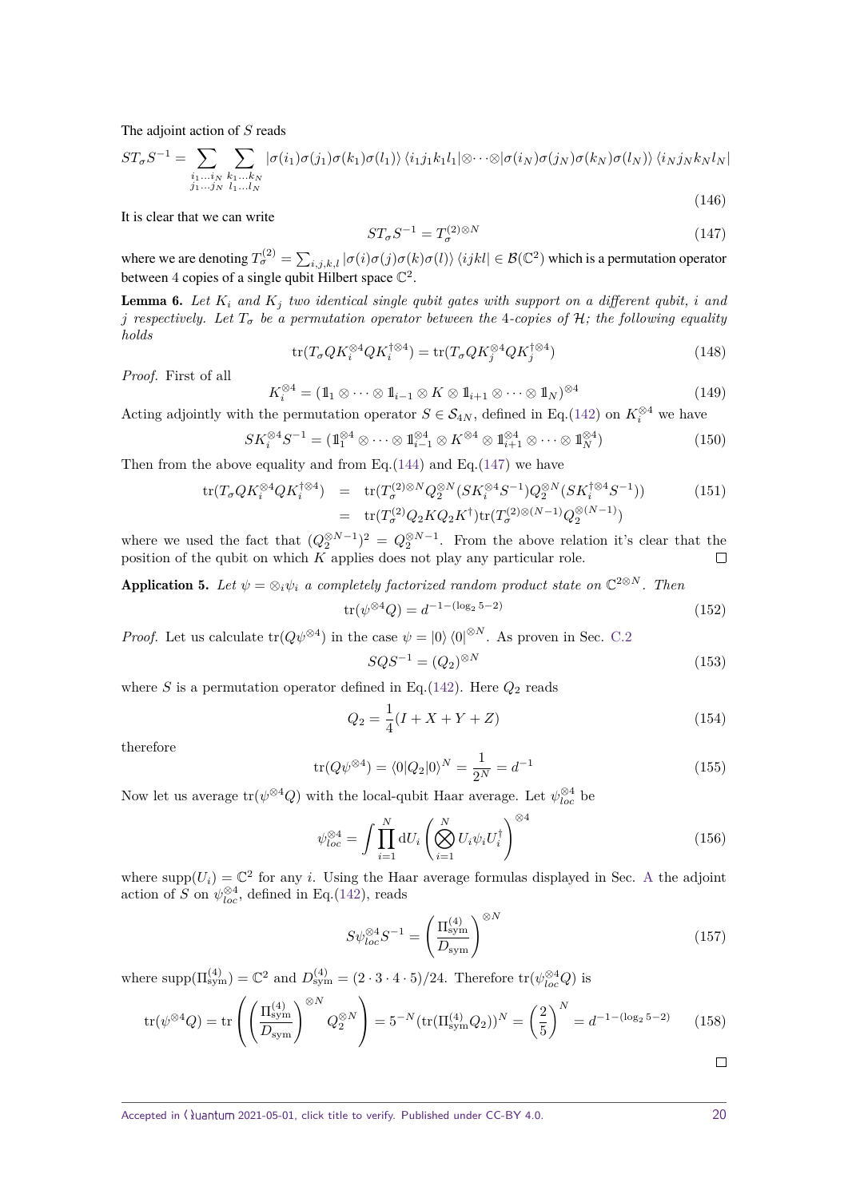The adjoint action of $S$ reads

$$ST_\sigma S^{-1} = \sum_{\substack{i_1\ldots i_N \\ j_1\ldots j_N}} \sum_{\substack{k_1\ldots k_N \\ l_1\ldots l_N}} |\sigma(i_1)\sigma(j_1)\sigma(k_1)\sigma(l_1)\rangle\langle i_1 j_1 k_1 l_1| \otimes \cdots \otimes |\sigma(i_N)\sigma(j_N)\sigma(k_N)\sigma(l_N)\rangle\langle i_N j_N k_N l_N| \tag{146}$$

It is clear that we can write

$$ST_\sigma S^{-1} = T_\sigma^{(2)\otimes N} \tag{147}$$

where we are denoting $T_\sigma^{(2)} = \sum_{i,j,k,l} |\sigma(i)\sigma(j)\sigma(k)\sigma(l)\rangle\langle ijkl| \in \mathcal{B}(\mathbb{C}^2)$ which is a permutation operator between 4 copies of a single qubit Hilbert space $\mathbb{C}^2$.

**Lemma 6.** *Let $K_i$ and $K_j$ two identical single qubit gates with support on a different qubit, $i$ and $j$ respectively. Let $T_\sigma$ be a permutation operator between the 4-copies of $\mathcal{H}$; the following equality holds*

$$\operatorname{tr}(T_\sigma Q K_i^{\otimes 4} Q K_i^{\dagger\otimes 4}) = \operatorname{tr}(T_\sigma Q K_j^{\otimes 4} Q K_j^{\dagger\otimes 4}) \tag{148}$$

*Proof.* First of all

$$K_i^{\otimes 4} = (\mathbb{1}_1 \otimes \cdots \otimes \mathbb{1}_{i-1} \otimes K \otimes \mathbb{1}_{i+1} \otimes \cdots \otimes \mathbb{1}_N)^{\otimes 4} \tag{149}$$

Acting adjointly with the permutation operator $S \in \mathcal{S}_{4N}$, defined in Eq.(142) on $K_i^{\otimes 4}$ we have

$$SK_i^{\otimes 4}S^{-1} = (\mathbb{1}_1^{\otimes 4} \otimes \cdots \otimes \mathbb{1}_{i-1}^{\otimes 4} \otimes K^{\otimes 4} \otimes \mathbb{1}_{i+1}^{\otimes 4} \otimes \cdots \otimes \mathbb{1}_N^{\otimes 4}) \tag{150}$$

Then from the above equality and from Eq.(144) and Eq.(147) we have

$$\begin{aligned} \operatorname{tr}(T_\sigma Q K_i^{\otimes 4} Q K_i^{\dagger\otimes 4}) &= \operatorname{tr}(T_\sigma^{(2)\otimes N} Q_2^{\otimes N} (SK_i^{\otimes 4}S^{-1}) Q_2^{\otimes N} (SK_i^{\dagger\otimes 4}S^{-1})) \\ &= \operatorname{tr}(T_\sigma^{(2)} Q_2 K Q_2 K^\dagger) \operatorname{tr}(T_\sigma^{(2)\otimes(N-1)} Q_2^{\otimes(N-1)}) \end{aligned} \tag{151}$$

where we used the fact that $(Q_2^{\otimes N-1})^2 = Q_2^{\otimes N-1}$. From the above relation it's clear that the position of the qubit on which $K$ applies does not play any particular role. $\square$

**Application 5.** *Let $\psi = \otimes_i \psi_i$ a completely factorized random product state on $\mathbb{C}^{2\otimes N}$. Then*

$$\operatorname{tr}(\psi^{\otimes 4} Q) = d^{-1-(\log_2 5 - 2)} \tag{152}$$

*Proof.* Let us calculate $\operatorname{tr}(Q\psi^{\otimes 4})$ in the case $\psi = |0\rangle\langle 0|^{\otimes N}$. As proven in Sec. C.2

$$SQS^{-1} = (Q_2)^{\otimes N} \tag{153}$$

where $S$ is a permutation operator defined in Eq.(142). Here $Q_2$ reads

$$Q_2 = \frac{1}{4}(I + X + Y + Z) \tag{154}$$

therefore

$$\operatorname{tr}(Q\psi^{\otimes 4}) = \langle 0|Q_2|0\rangle^N = \frac{1}{2^N} = d^{-1} \tag{155}$$

Now let us average $\operatorname{tr}(\psi^{\otimes 4}Q)$ with the local-qubit Haar average. Let $\psi_{loc}^{\otimes 4}$ be

$$\psi_{loc}^{\otimes 4} = \int \prod_{i=1}^N \mathrm{d}U_i \left( \bigotimes_{i=1}^N U_i \psi_i U_i^\dagger \right)^{\otimes 4} \tag{156}$$

where $\operatorname{supp}(U_i) = \mathbb{C}^2$ for any $i$. Using the Haar average formulas displayed in Sec. A the adjoint action of $S$ on $\psi_{loc}^{\otimes 4}$, defined in Eq.(142), reads

$$S\psi_{loc}^{\otimes 4}S^{-1} = \left( \frac{\Pi_{\text{sym}}^{(4)}}{D_{\text{sym}}} \right)^{\otimes N} \tag{157}$$

where $\operatorname{supp}(\Pi_{\text{sym}}^{(4)}) = \mathbb{C}^2$ and $D_{\text{sym}}^{(4)} = (2 \cdot 3 \cdot 4 \cdot 5)/24$. Therefore $\operatorname{tr}(\psi_{loc}^{\otimes 4} Q)$ is

$$\operatorname{tr}(\psi^{\otimes 4}Q) = \operatorname{tr}\left( \left( \frac{\Pi_{\text{sym}}^{(4)}}{D_{\text{sym}}} \right)^{\otimes N} Q_2^{\otimes N} \right) = 5^{-N} (\operatorname{tr}(\Pi_{\text{sym}}^{(4)} Q_2))^N = \left( \frac{2}{5} \right)^N = d^{-1-(\log_2 5 - 2)} \tag{158}$$

$\square$